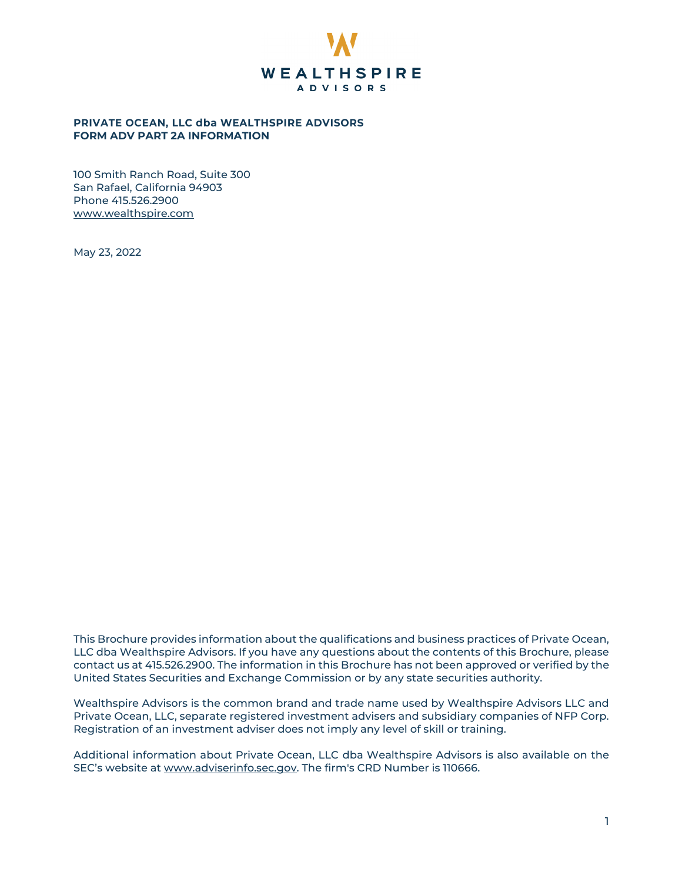WEALTHSPIRE
ADVISORS

# PRIVATE OCEAN, LLC dba WEALTHSPIRE ADVISORS
# FORM ADV PART 2A INFORMATION

100 Smith Ranch Road, Suite 300
San Rafael, California 94903
Phone 415.526.2900
www.wealthspire.com

May 23, 2022

This Brochure provides information about the qualifications and business practices of Private Ocean, LLC dba Wealthspire Advisors. If you have any questions about the contents of this Brochure, please contact us at 415.526.2900. The information in this Brochure has not been approved or verified by the United States Securities and Exchange Commission or by any state securities authority.

Wealthspire Advisors is the common brand and trade name used by Wealthspire Advisors LLC and Private Ocean, LLC, separate registered investment advisers and subsidiary companies of NFP Corp. Registration of an investment adviser does not imply any level of skill or training.

Additional information about Private Ocean, LLC dba Wealthspire Advisors is also available on the SEC's website at www.adviserinfo.sec.gov. The firm's CRD Number is 110666.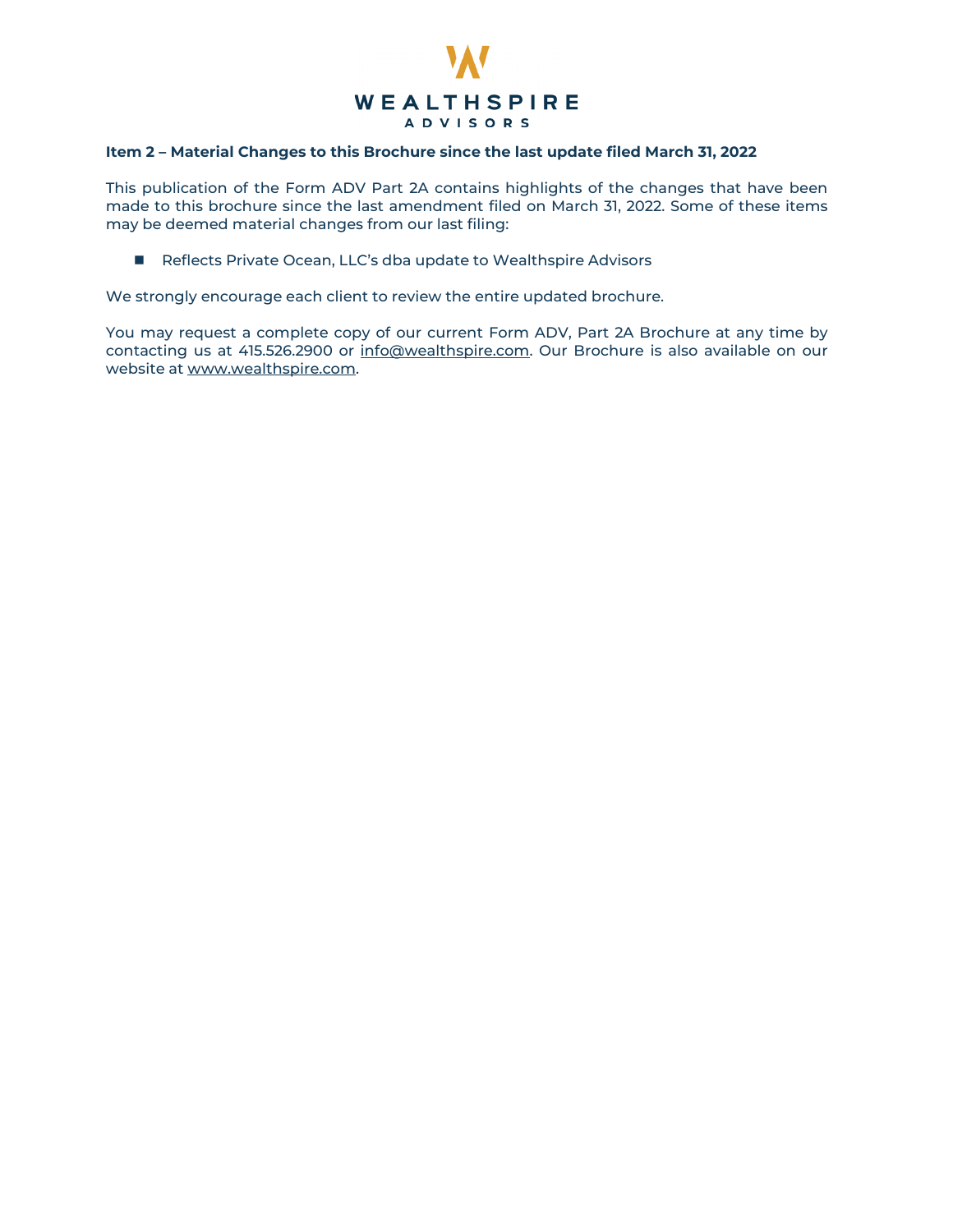### Item 2 – Material Changes to this Brochure since the last update filed March 31, 2022

This publication of the Form ADV Part 2A contains highlights of the changes that have been made to this brochure since the last amendment filed on March 31, 2022. Some of these items may be deemed material changes from our last filing:

- Reflects Private Ocean, LLC's dba update to Wealthspire Advisors

We strongly encourage each client to review the entire updated brochure.

You may request a complete copy of our current Form ADV, Part 2A Brochure at any time by contacting us at 415.526.2900 or info@wealthspire.com. Our Brochure is also available on our website at www.wealthspire.com.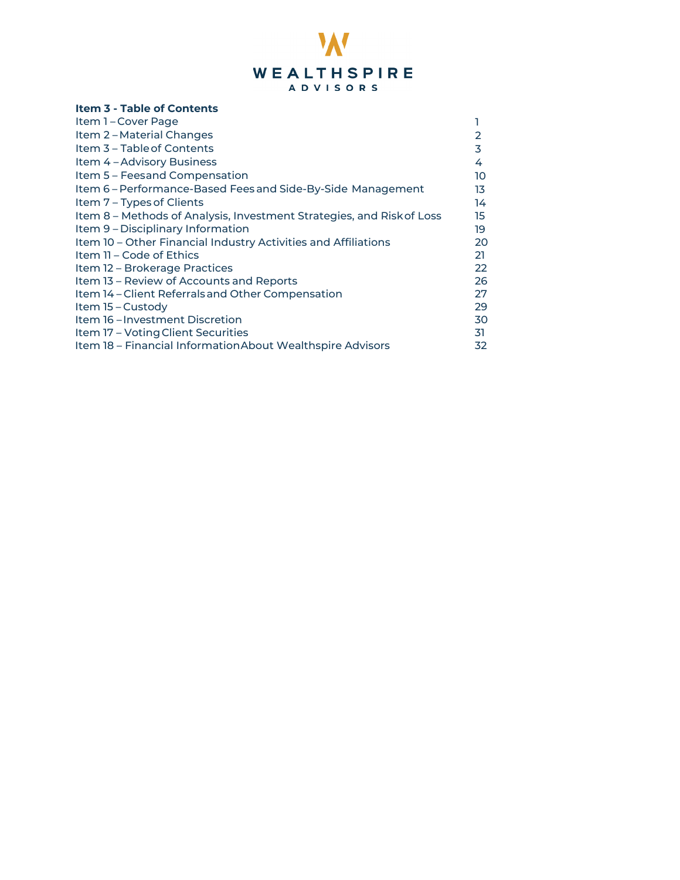WEALTHSPIRE
ADVISORS

**Item 3 - Table of Contents**

| | |
|---|---|
| Item 1 – Cover Page | 1 |
| Item 2 – Material Changes | 2 |
| Item 3 – Table of Contents | 3 |
| Item 4 – Advisory Business | 4 |
| Item 5 – Fees and Compensation | 10 |
| Item 6 – Performance-Based Fees and Side-By-Side Management | 13 |
| Item 7 – Types of Clients | 14 |
| Item 8 – Methods of Analysis, Investment Strategies, and Risk of Loss | 15 |
| Item 9 – Disciplinary Information | 19 |
| Item 10 – Other Financial Industry Activities and Affiliations | 20 |
| Item 11 – Code of Ethics | 21 |
| Item 12 – Brokerage Practices | 22 |
| Item 13 – Review of Accounts and Reports | 26 |
| Item 14 – Client Referrals and Other Compensation | 27 |
| Item 15 – Custody | 29 |
| Item 16 – Investment Discretion | 30 |
| Item 17 – Voting Client Securities | 31 |
| Item 18 – Financial Information About Wealthspire Advisors | 32 |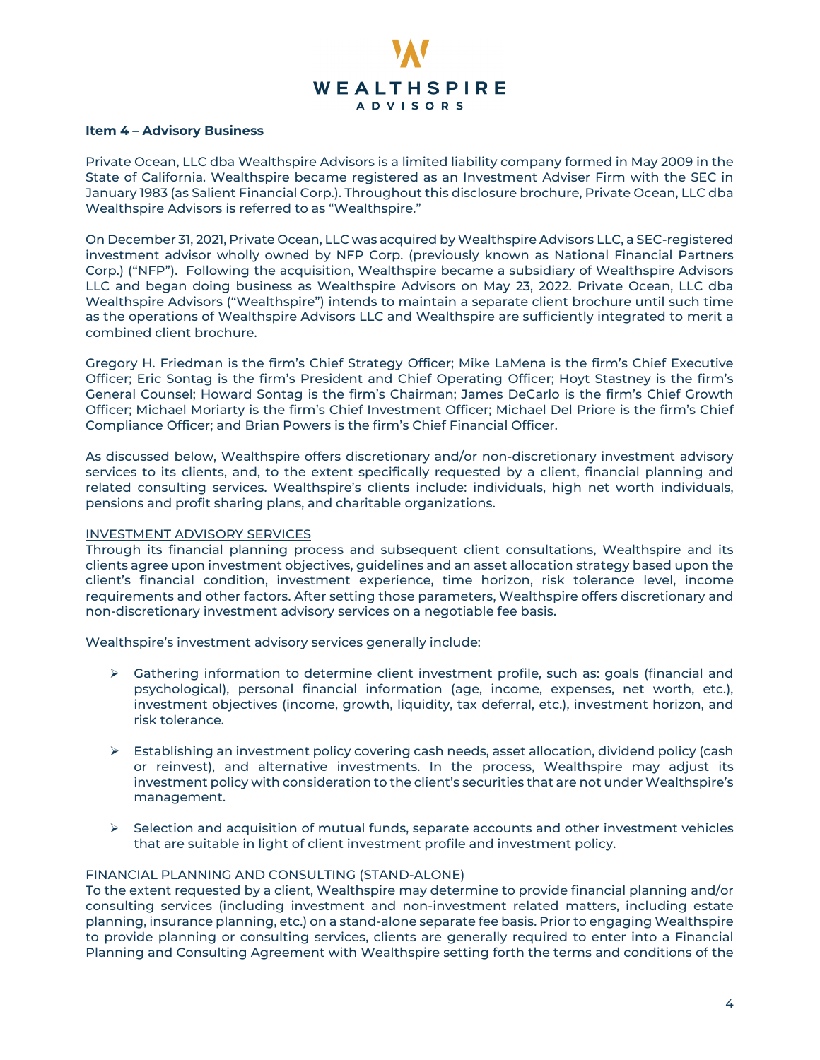## Item 4 – Advisory Business

Private Ocean, LLC dba Wealthspire Advisors is a limited liability company formed in May 2009 in the State of California. Wealthspire became registered as an Investment Adviser Firm with the SEC in January 1983 (as Salient Financial Corp.). Throughout this disclosure brochure, Private Ocean, LLC dba Wealthspire Advisors is referred to as "Wealthspire."

On December 31, 2021, Private Ocean, LLC was acquired by Wealthspire Advisors LLC, a SEC-registered investment advisor wholly owned by NFP Corp. (previously known as National Financial Partners Corp.) ("NFP"). Following the acquisition, Wealthspire became a subsidiary of Wealthspire Advisors LLC and began doing business as Wealthspire Advisors on May 23, 2022. Private Ocean, LLC dba Wealthspire Advisors ("Wealthspire") intends to maintain a separate client brochure until such time as the operations of Wealthspire Advisors LLC and Wealthspire are sufficiently integrated to merit a combined client brochure.

Gregory H. Friedman is the firm's Chief Strategy Officer; Mike LaMena is the firm's Chief Executive Officer; Eric Sontag is the firm's President and Chief Operating Officer; Hoyt Stastney is the firm's General Counsel; Howard Sontag is the firm's Chairman; James DeCarlo is the firm's Chief Growth Officer; Michael Moriarty is the firm's Chief Investment Officer; Michael Del Priore is the firm's Chief Compliance Officer; and Brian Powers is the firm's Chief Financial Officer.

As discussed below, Wealthspire offers discretionary and/or non-discretionary investment advisory services to its clients, and, to the extent specifically requested by a client, financial planning and related consulting services. Wealthspire's clients include: individuals, high net worth individuals, pensions and profit sharing plans, and charitable organizations.

### INVESTMENT ADVISORY SERVICES

Through its financial planning process and subsequent client consultations, Wealthspire and its clients agree upon investment objectives, guidelines and an asset allocation strategy based upon the client's financial condition, investment experience, time horizon, risk tolerance level, income requirements and other factors. After setting those parameters, Wealthspire offers discretionary and non-discretionary investment advisory services on a negotiable fee basis.

Wealthspire's investment advisory services generally include:

- Gathering information to determine client investment profile, such as: goals (financial and psychological), personal financial information (age, income, expenses, net worth, etc.), investment objectives (income, growth, liquidity, tax deferral, etc.), investment horizon, and risk tolerance.
- Establishing an investment policy covering cash needs, asset allocation, dividend policy (cash or reinvest), and alternative investments. In the process, Wealthspire may adjust its investment policy with consideration to the client's securities that are not under Wealthspire's management.
- Selection and acquisition of mutual funds, separate accounts and other investment vehicles that are suitable in light of client investment profile and investment policy.

### FINANCIAL PLANNING AND CONSULTING (STAND-ALONE)

To the extent requested by a client, Wealthspire may determine to provide financial planning and/or consulting services (including investment and non-investment related matters, including estate planning, insurance planning, etc.) on a stand-alone separate fee basis. Prior to engaging Wealthspire to provide planning or consulting services, clients are generally required to enter into a Financial Planning and Consulting Agreement with Wealthspire setting forth the terms and conditions of the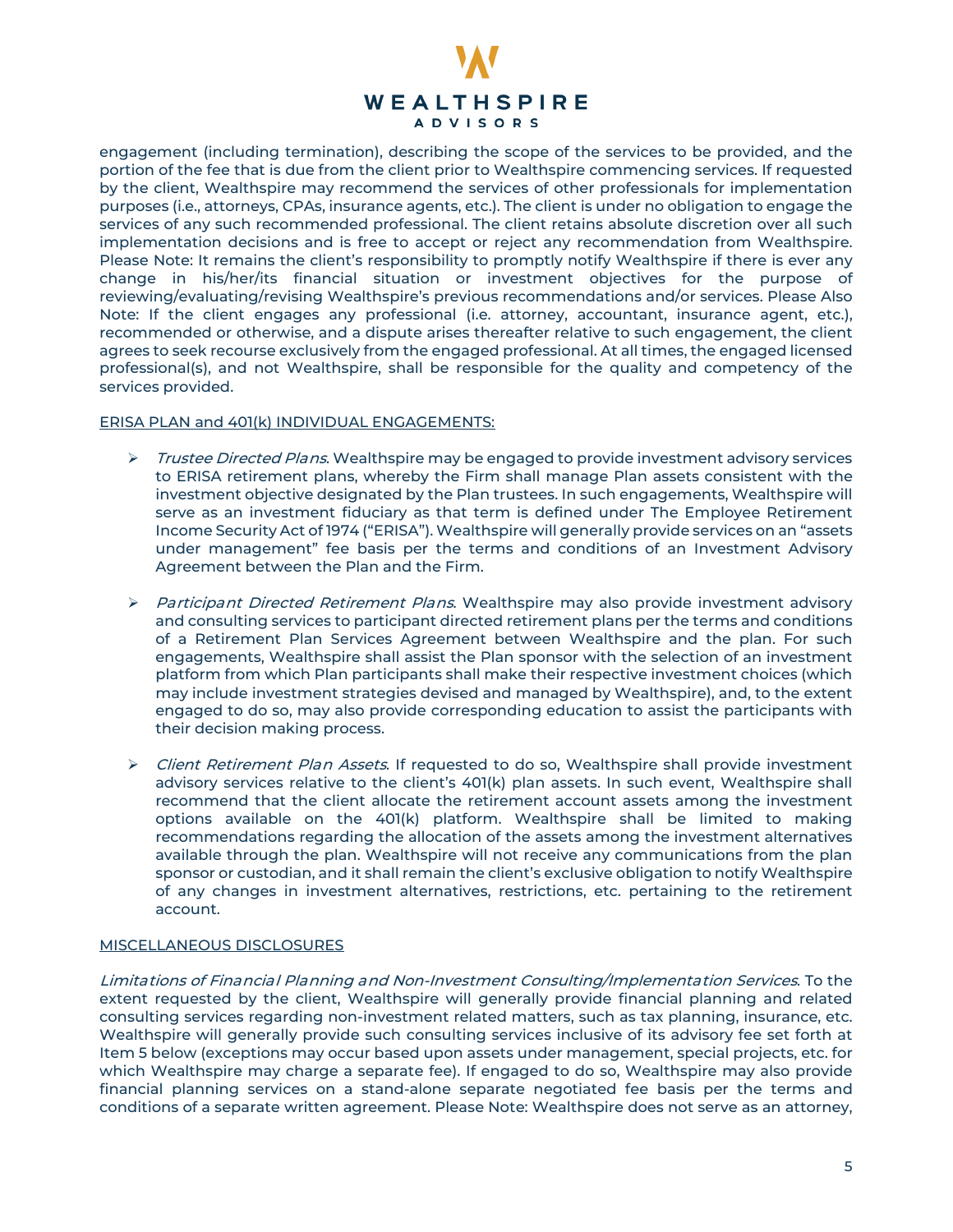engagement (including termination), describing the scope of the services to be provided, and the portion of the fee that is due from the client prior to Wealthspire commencing services. If requested by the client, Wealthspire may recommend the services of other professionals for implementation purposes (i.e., attorneys, CPAs, insurance agents, etc.). The client is under no obligation to engage the services of any such recommended professional. The client retains absolute discretion over all such implementation decisions and is free to accept or reject any recommendation from Wealthspire. Please Note: It remains the client's responsibility to promptly notify Wealthspire if there is ever any change in his/her/its financial situation or investment objectives for the purpose of reviewing/evaluating/revising Wealthspire's previous recommendations and/or services. Please Also Note: If the client engages any professional (i.e. attorney, accountant, insurance agent, etc.), recommended or otherwise, and a dispute arises thereafter relative to such engagement, the client agrees to seek recourse exclusively from the engaged professional. At all times, the engaged licensed professional(s), and not Wealthspire, shall be responsible for the quality and competency of the services provided.

ERISA PLAN and 401(k) INDIVIDUAL ENGAGEMENTS:

- *Trustee Directed Plans*. Wealthspire may be engaged to provide investment advisory services to ERISA retirement plans, whereby the Firm shall manage Plan assets consistent with the investment objective designated by the Plan trustees. In such engagements, Wealthspire will serve as an investment fiduciary as that term is defined under The Employee Retirement Income Security Act of 1974 ("ERISA"). Wealthspire will generally provide services on an "assets under management" fee basis per the terms and conditions of an Investment Advisory Agreement between the Plan and the Firm.

- *Participant Directed Retirement Plans*. Wealthspire may also provide investment advisory and consulting services to participant directed retirement plans per the terms and conditions of a Retirement Plan Services Agreement between Wealthspire and the plan. For such engagements, Wealthspire shall assist the Plan sponsor with the selection of an investment platform from which Plan participants shall make their respective investment choices (which may include investment strategies devised and managed by Wealthspire), and, to the extent engaged to do so, may also provide corresponding education to assist the participants with their decision making process.

- *Client Retirement Plan Assets*. If requested to do so, Wealthspire shall provide investment advisory services relative to the client's 401(k) plan assets. In such event, Wealthspire shall recommend that the client allocate the retirement account assets among the investment options available on the 401(k) platform. Wealthspire shall be limited to making recommendations regarding the allocation of the assets among the investment alternatives available through the plan. Wealthspire will not receive any communications from the plan sponsor or custodian, and it shall remain the client's exclusive obligation to notify Wealthspire of any changes in investment alternatives, restrictions, etc. pertaining to the retirement account.

MISCELLANEOUS DISCLOSURES

*Limitations of Financial Planning and Non-Investment Consulting/Implementation Services*. To the extent requested by the client, Wealthspire will generally provide financial planning and related consulting services regarding non-investment related matters, such as tax planning, insurance, etc. Wealthspire will generally provide such consulting services inclusive of its advisory fee set forth at Item 5 below (exceptions may occur based upon assets under management, special projects, etc. for which Wealthspire may charge a separate fee). If engaged to do so, Wealthspire may also provide financial planning services on a stand-alone separate negotiated fee basis per the terms and conditions of a separate written agreement. Please Note: Wealthspire does not serve as an attorney,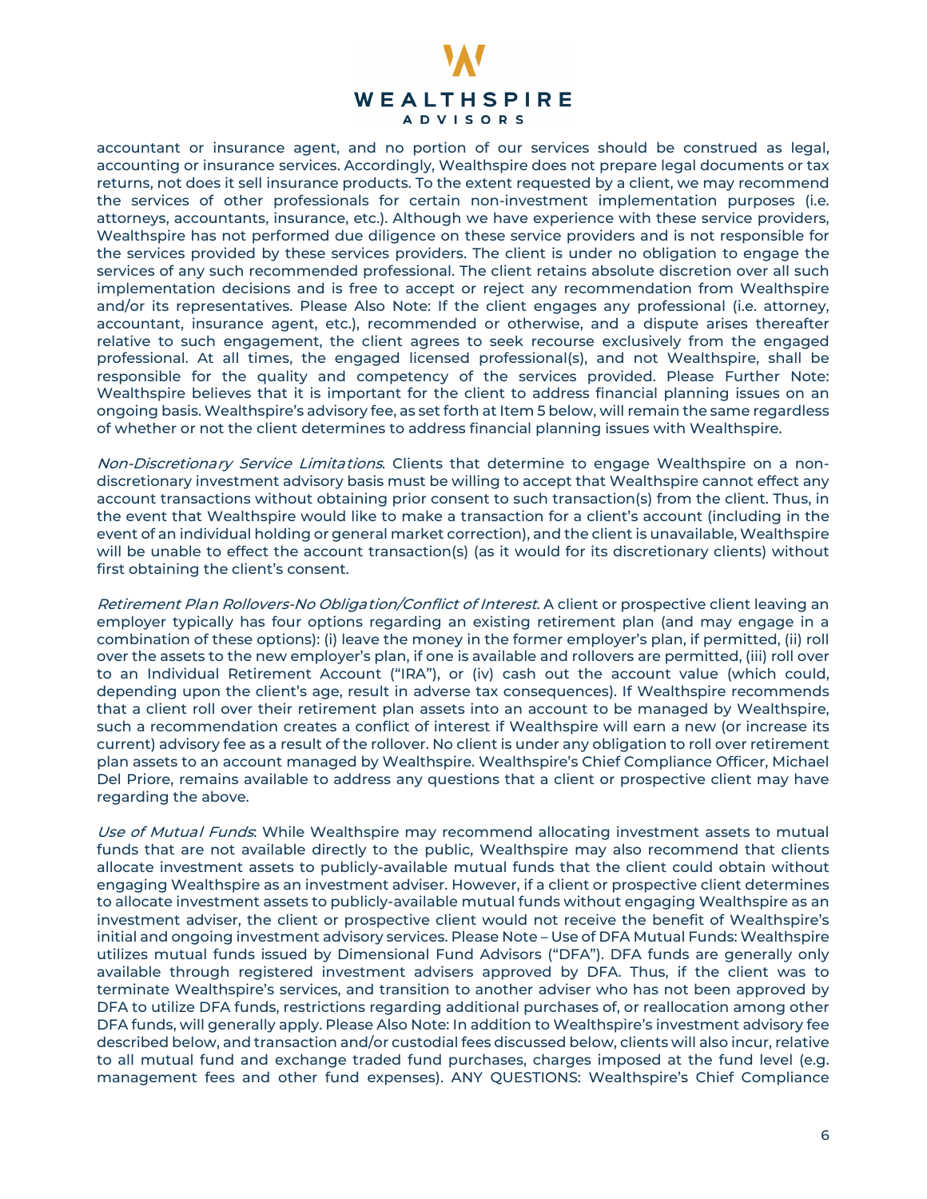accountant or insurance agent, and no portion of our services should be construed as legal, accounting or insurance services. Accordingly, Wealthspire does not prepare legal documents or tax returns, not does it sell insurance products. To the extent requested by a client, we may recommend the services of other professionals for certain non-investment implementation purposes (i.e. attorneys, accountants, insurance, etc.). Although we have experience with these service providers, Wealthspire has not performed due diligence on these service providers and is not responsible for the services provided by these services providers. The client is under no obligation to engage the services of any such recommended professional. The client retains absolute discretion over all such implementation decisions and is free to accept or reject any recommendation from Wealthspire and/or its representatives. Please Also Note: If the client engages any professional (i.e. attorney, accountant, insurance agent, etc.), recommended or otherwise, and a dispute arises thereafter relative to such engagement, the client agrees to seek recourse exclusively from the engaged professional. At all times, the engaged licensed professional(s), and not Wealthspire, shall be responsible for the quality and competency of the services provided. Please Further Note: Wealthspire believes that it is important for the client to address financial planning issues on an ongoing basis. Wealthspire's advisory fee, as set forth at Item 5 below, will remain the same regardless of whether or not the client determines to address financial planning issues with Wealthspire.

*Non-Discretionary Service Limitations*. Clients that determine to engage Wealthspire on a non-discretionary investment advisory basis must be willing to accept that Wealthspire cannot effect any account transactions without obtaining prior consent to such transaction(s) from the client. Thus, in the event that Wealthspire would like to make a transaction for a client's account (including in the event of an individual holding or general market correction), and the client is unavailable, Wealthspire will be unable to effect the account transaction(s) (as it would for its discretionary clients) without first obtaining the client's consent.

*Retirement Plan Rollovers-No Obligation/Conflict of Interest*. A client or prospective client leaving an employer typically has four options regarding an existing retirement plan (and may engage in a combination of these options): (i) leave the money in the former employer's plan, if permitted, (ii) roll over the assets to the new employer's plan, if one is available and rollovers are permitted, (iii) roll over to an Individual Retirement Account ("IRA"), or (iv) cash out the account value (which could, depending upon the client's age, result in adverse tax consequences). If Wealthspire recommends that a client roll over their retirement plan assets into an account to be managed by Wealthspire, such a recommendation creates a conflict of interest if Wealthspire will earn a new (or increase its current) advisory fee as a result of the rollover. No client is under any obligation to roll over retirement plan assets to an account managed by Wealthspire. Wealthspire's Chief Compliance Officer, Michael Del Priore, remains available to address any questions that a client or prospective client may have regarding the above.

*Use of Mutual Funds*: While Wealthspire may recommend allocating investment assets to mutual funds that are not available directly to the public, Wealthspire may also recommend that clients allocate investment assets to publicly-available mutual funds that the client could obtain without engaging Wealthspire as an investment adviser. However, if a client or prospective client determines to allocate investment assets to publicly-available mutual funds without engaging Wealthspire as an investment adviser, the client or prospective client would not receive the benefit of Wealthspire's initial and ongoing investment advisory services. Please Note – Use of DFA Mutual Funds: Wealthspire utilizes mutual funds issued by Dimensional Fund Advisors ("DFA"). DFA funds are generally only available through registered investment advisers approved by DFA. Thus, if the client was to terminate Wealthspire's services, and transition to another adviser who has not been approved by DFA to utilize DFA funds, restrictions regarding additional purchases of, or reallocation among other DFA funds, will generally apply. Please Also Note: In addition to Wealthspire's investment advisory fee described below, and transaction and/or custodial fees discussed below, clients will also incur, relative to all mutual fund and exchange traded fund purchases, charges imposed at the fund level (e.g. management fees and other fund expenses). ANY QUESTIONS: Wealthspire's Chief Compliance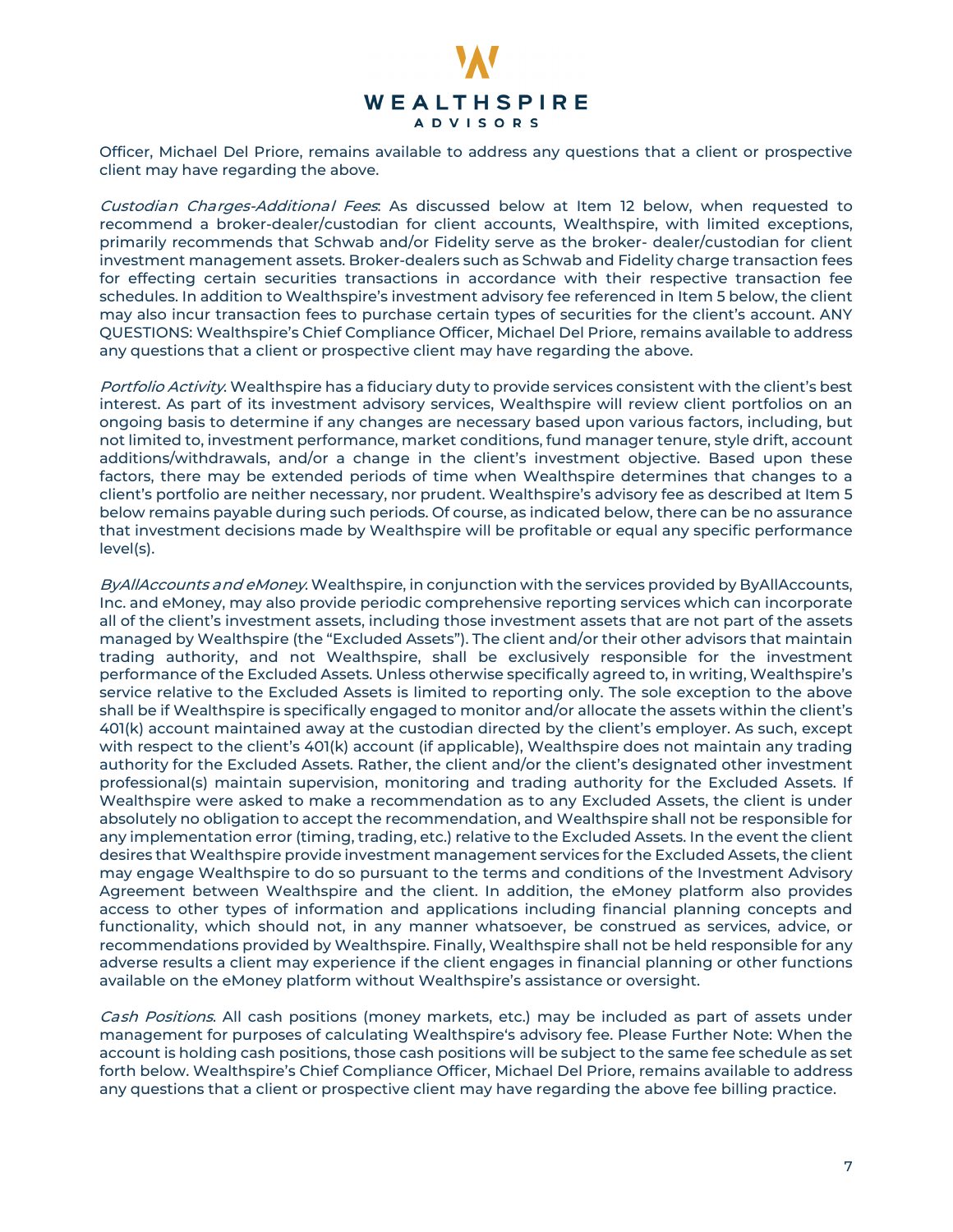Officer, Michael Del Priore, remains available to address any questions that a client or prospective client may have regarding the above.

*Custodian Charges-Additional Fees*: As discussed below at Item 12 below, when requested to recommend a broker-dealer/custodian for client accounts, Wealthspire, with limited exceptions, primarily recommends that Schwab and/or Fidelity serve as the broker- dealer/custodian for client investment management assets. Broker-dealers such as Schwab and Fidelity charge transaction fees for effecting certain securities transactions in accordance with their respective transaction fee schedules. In addition to Wealthspire's investment advisory fee referenced in Item 5 below, the client may also incur transaction fees to purchase certain types of securities for the client's account. ANY QUESTIONS: Wealthspire's Chief Compliance Officer, Michael Del Priore, remains available to address any questions that a client or prospective client may have regarding the above.

*Portfolio Activity*. Wealthspire has a fiduciary duty to provide services consistent with the client's best interest. As part of its investment advisory services, Wealthspire will review client portfolios on an ongoing basis to determine if any changes are necessary based upon various factors, including, but not limited to, investment performance, market conditions, fund manager tenure, style drift, account additions/withdrawals, and/or a change in the client's investment objective. Based upon these factors, there may be extended periods of time when Wealthspire determines that changes to a client's portfolio are neither necessary, nor prudent. Wealthspire's advisory fee as described at Item 5 below remains payable during such periods. Of course, as indicated below, there can be no assurance that investment decisions made by Wealthspire will be profitable or equal any specific performance level(s).

*ByAllAccounts and eMoney*. Wealthspire, in conjunction with the services provided by ByAllAccounts, Inc. and eMoney, may also provide periodic comprehensive reporting services which can incorporate all of the client's investment assets, including those investment assets that are not part of the assets managed by Wealthspire (the "Excluded Assets"). The client and/or their other advisors that maintain trading authority, and not Wealthspire, shall be exclusively responsible for the investment performance of the Excluded Assets. Unless otherwise specifically agreed to, in writing, Wealthspire's service relative to the Excluded Assets is limited to reporting only. The sole exception to the above shall be if Wealthspire is specifically engaged to monitor and/or allocate the assets within the client's 401(k) account maintained away at the custodian directed by the client's employer. As such, except with respect to the client's 401(k) account (if applicable), Wealthspire does not maintain any trading authority for the Excluded Assets. Rather, the client and/or the client's designated other investment professional(s) maintain supervision, monitoring and trading authority for the Excluded Assets. If Wealthspire were asked to make a recommendation as to any Excluded Assets, the client is under absolutely no obligation to accept the recommendation, and Wealthspire shall not be responsible for any implementation error (timing, trading, etc.) relative to the Excluded Assets. In the event the client desires that Wealthspire provide investment management services for the Excluded Assets, the client may engage Wealthspire to do so pursuant to the terms and conditions of the Investment Advisory Agreement between Wealthspire and the client. In addition, the eMoney platform also provides access to other types of information and applications including financial planning concepts and functionality, which should not, in any manner whatsoever, be construed as services, advice, or recommendations provided by Wealthspire. Finally, Wealthspire shall not be held responsible for any adverse results a client may experience if the client engages in financial planning or other functions available on the eMoney platform without Wealthspire's assistance or oversight.

*Cash Positions*. All cash positions (money markets, etc.) may be included as part of assets under management for purposes of calculating Wealthspire's advisory fee. Please Further Note: When the account is holding cash positions, those cash positions will be subject to the same fee schedule as set forth below. Wealthspire's Chief Compliance Officer, Michael Del Priore, remains available to address any questions that a client or prospective client may have regarding the above fee billing practice.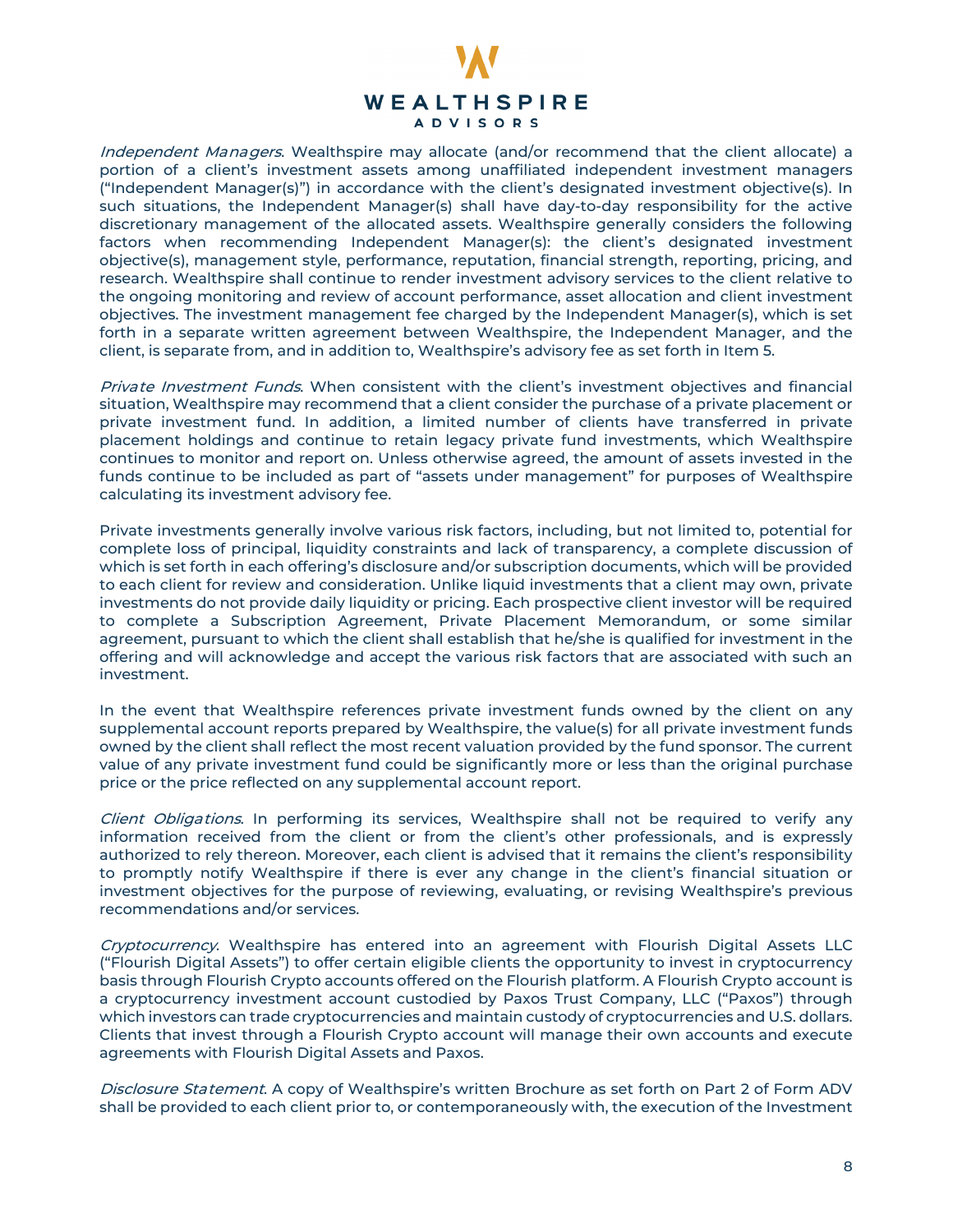*Independent Managers*. Wealthspire may allocate (and/or recommend that the client allocate) a portion of a client's investment assets among unaffiliated independent investment managers ("Independent Manager(s)") in accordance with the client's designated investment objective(s). In such situations, the Independent Manager(s) shall have day-to-day responsibility for the active discretionary management of the allocated assets. Wealthspire generally considers the following factors when recommending Independent Manager(s): the client's designated investment objective(s), management style, performance, reputation, financial strength, reporting, pricing, and research. Wealthspire shall continue to render investment advisory services to the client relative to the ongoing monitoring and review of account performance, asset allocation and client investment objectives. The investment management fee charged by the Independent Manager(s), which is set forth in a separate written agreement between Wealthspire, the Independent Manager, and the client, is separate from, and in addition to, Wealthspire's advisory fee as set forth in Item 5.

*Private Investment Funds*. When consistent with the client's investment objectives and financial situation, Wealthspire may recommend that a client consider the purchase of a private placement or private investment fund. In addition, a limited number of clients have transferred in private placement holdings and continue to retain legacy private fund investments, which Wealthspire continues to monitor and report on. Unless otherwise agreed, the amount of assets invested in the funds continue to be included as part of "assets under management" for purposes of Wealthspire calculating its investment advisory fee.

Private investments generally involve various risk factors, including, but not limited to, potential for complete loss of principal, liquidity constraints and lack of transparency, a complete discussion of which is set forth in each offering's disclosure and/or subscription documents, which will be provided to each client for review and consideration. Unlike liquid investments that a client may own, private investments do not provide daily liquidity or pricing. Each prospective client investor will be required to complete a Subscription Agreement, Private Placement Memorandum, or some similar agreement, pursuant to which the client shall establish that he/she is qualified for investment in the offering and will acknowledge and accept the various risk factors that are associated with such an investment.

In the event that Wealthspire references private investment funds owned by the client on any supplemental account reports prepared by Wealthspire, the value(s) for all private investment funds owned by the client shall reflect the most recent valuation provided by the fund sponsor. The current value of any private investment fund could be significantly more or less than the original purchase price or the price reflected on any supplemental account report.

*Client Obligations*. In performing its services, Wealthspire shall not be required to verify any information received from the client or from the client's other professionals, and is expressly authorized to rely thereon. Moreover, each client is advised that it remains the client's responsibility to promptly notify Wealthspire if there is ever any change in the client's financial situation or investment objectives for the purpose of reviewing, evaluating, or revising Wealthspire's previous recommendations and/or services.

*Cryptocurrency*. Wealthspire has entered into an agreement with Flourish Digital Assets LLC ("Flourish Digital Assets") to offer certain eligible clients the opportunity to invest in cryptocurrency basis through Flourish Crypto accounts offered on the Flourish platform. A Flourish Crypto account is a cryptocurrency investment account custodied by Paxos Trust Company, LLC ("Paxos") through which investors can trade cryptocurrencies and maintain custody of cryptocurrencies and U.S. dollars. Clients that invest through a Flourish Crypto account will manage their own accounts and execute agreements with Flourish Digital Assets and Paxos.

*Disclosure Statement*. A copy of Wealthspire's written Brochure as set forth on Part 2 of Form ADV shall be provided to each client prior to, or contemporaneously with, the execution of the Investment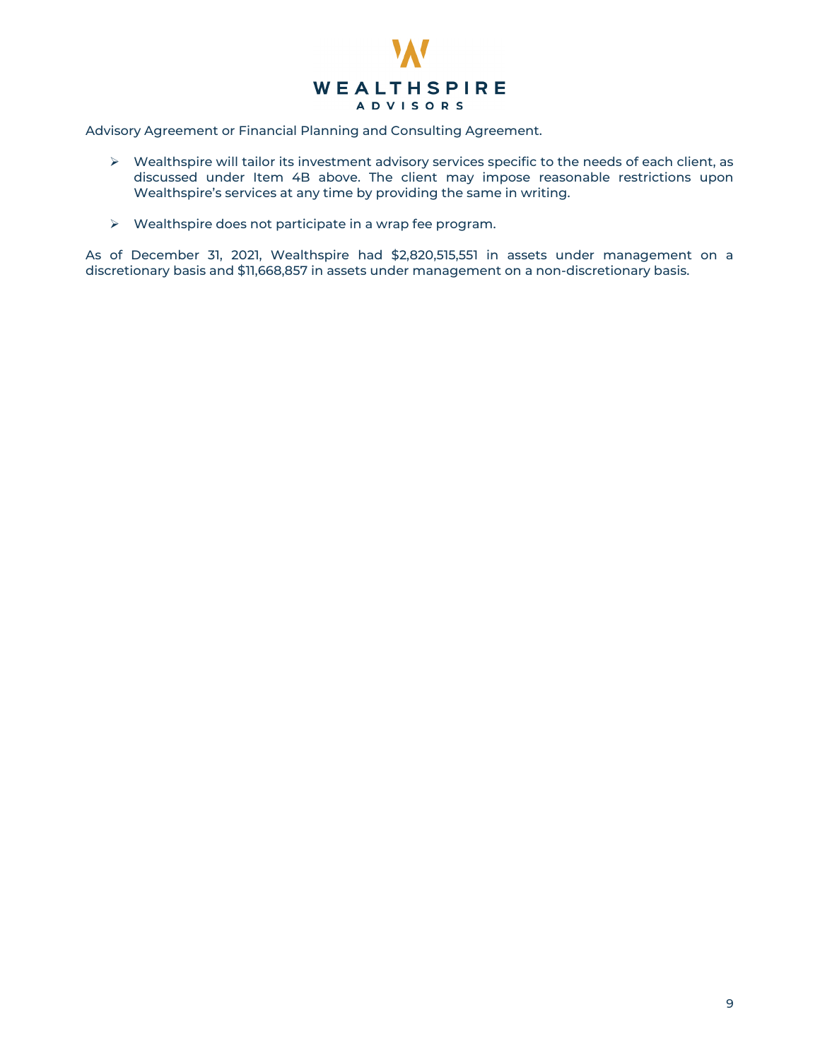Advisory Agreement or Financial Planning and Consulting Agreement.

- Wealthspire will tailor its investment advisory services specific to the needs of each client, as discussed under Item 4B above. The client may impose reasonable restrictions upon Wealthspire's services at any time by providing the same in writing.

- Wealthspire does not participate in a wrap fee program.

As of December 31, 2021, Wealthspire had $2,820,515,551 in assets under management on a discretionary basis and $11,668,857 in assets under management on a non-discretionary basis.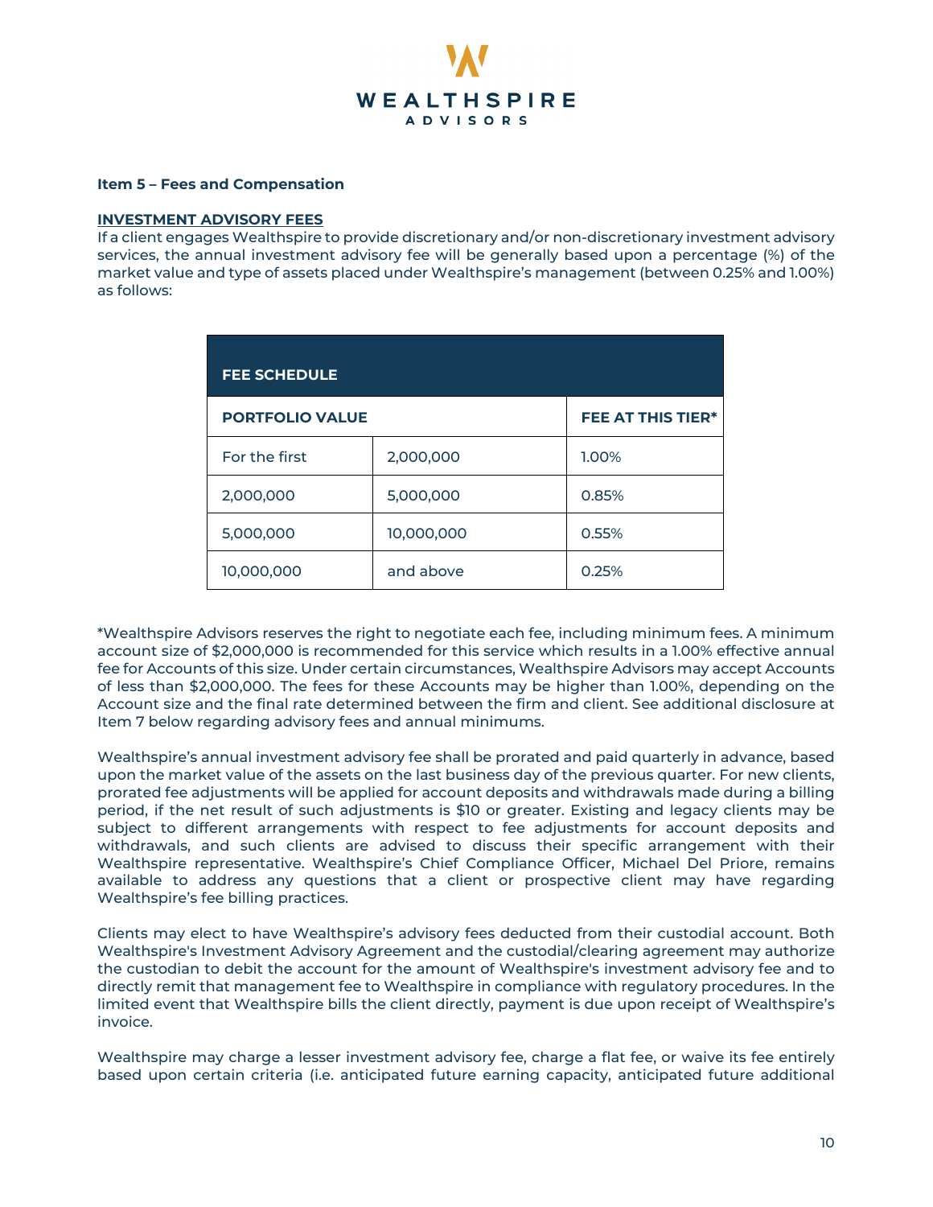**Item 5 – Fees and Compensation**

**INVESTMENT ADVISORY FEES**

If a client engages Wealthspire to provide discretionary and/or non-discretionary investment advisory services, the annual investment advisory fee will be generally based upon a percentage (%) of the market value and type of assets placed under Wealthspire's management (between 0.25% and 1.00%) as follows:

| FEE SCHEDULE | | |
|---|---|---|
| **PORTFOLIO VALUE** | | **FEE AT THIS TIER*** |
| For the first | 2,000,000 | 1.00% |
| 2,000,000 | 5,000,000 | 0.85% |
| 5,000,000 | 10,000,000 | 0.55% |
| 10,000,000 | and above | 0.25% |

*Wealthspire Advisors reserves the right to negotiate each fee, including minimum fees. A minimum account size of $2,000,000 is recommended for this service which results in a 1.00% effective annual fee for Accounts of this size. Under certain circumstances, Wealthspire Advisors may accept Accounts of less than $2,000,000. The fees for these Accounts may be higher than 1.00%, depending on the Account size and the final rate determined between the firm and client. See additional disclosure at Item 7 below regarding advisory fees and annual minimums.

Wealthspire's annual investment advisory fee shall be prorated and paid quarterly in advance, based upon the market value of the assets on the last business day of the previous quarter. For new clients, prorated fee adjustments will be applied for account deposits and withdrawals made during a billing period, if the net result of such adjustments is $10 or greater. Existing and legacy clients may be subject to different arrangements with respect to fee adjustments for account deposits and withdrawals, and such clients are advised to discuss their specific arrangement with their Wealthspire representative. Wealthspire's Chief Compliance Officer, Michael Del Priore, remains available to address any questions that a client or prospective client may have regarding Wealthspire's fee billing practices.

Clients may elect to have Wealthspire's advisory fees deducted from their custodial account. Both Wealthspire's Investment Advisory Agreement and the custodial/clearing agreement may authorize the custodian to debit the account for the amount of Wealthspire's investment advisory fee and to directly remit that management fee to Wealthspire in compliance with regulatory procedures. In the limited event that Wealthspire bills the client directly, payment is due upon receipt of Wealthspire's invoice.

Wealthspire may charge a lesser investment advisory fee, charge a flat fee, or waive its fee entirely based upon certain criteria (i.e. anticipated future earning capacity, anticipated future additional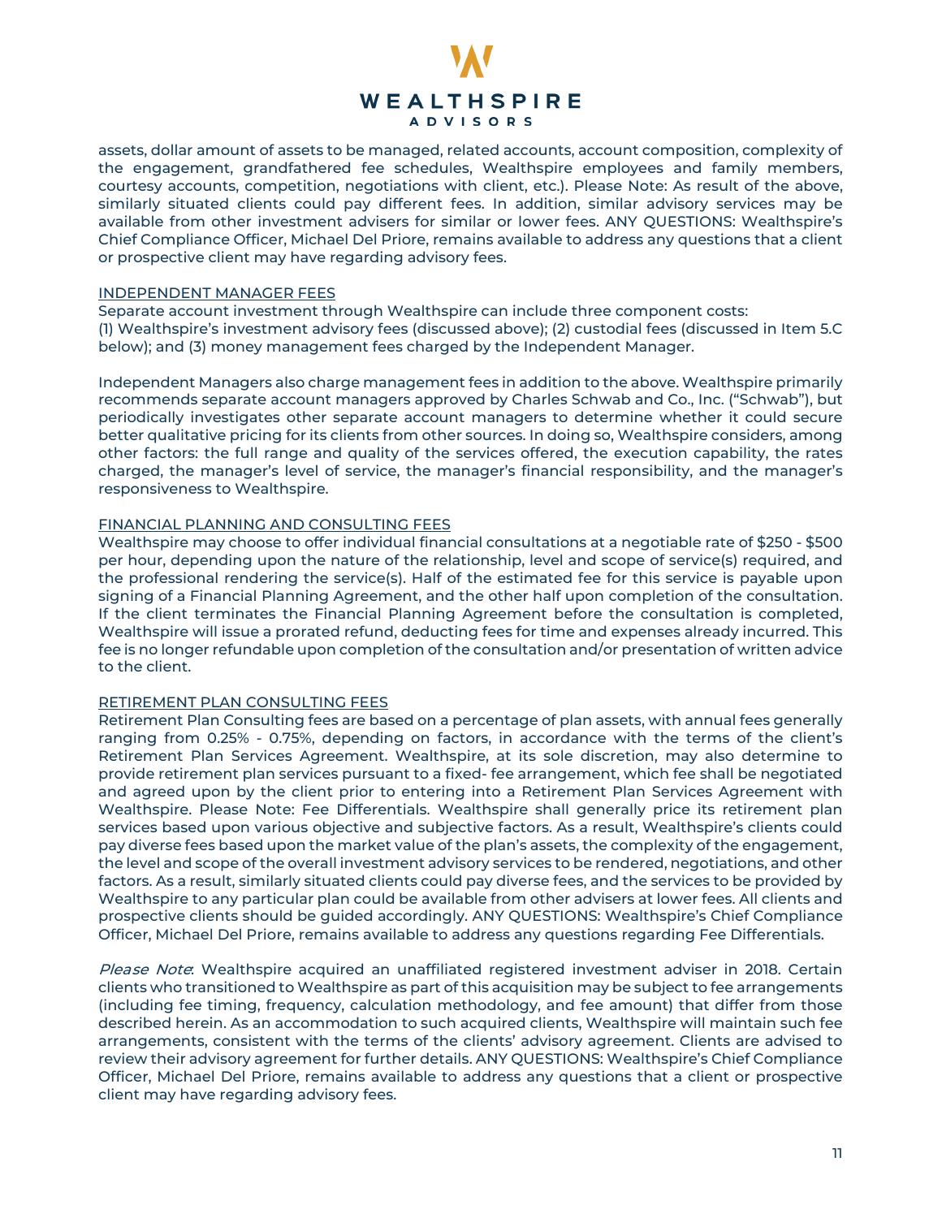assets, dollar amount of assets to be managed, related accounts, account composition, complexity of the engagement, grandfathered fee schedules, Wealthspire employees and family members, courtesy accounts, competition, negotiations with client, etc.). Please Note: As result of the above, similarly situated clients could pay different fees. In addition, similar advisory services may be available from other investment advisers for similar or lower fees. ANY QUESTIONS: Wealthspire's Chief Compliance Officer, Michael Del Priore, remains available to address any questions that a client or prospective client may have regarding advisory fees.

INDEPENDENT MANAGER FEES

Separate account investment through Wealthspire can include three component costs:
(1) Wealthspire's investment advisory fees (discussed above); (2) custodial fees (discussed in Item 5.C below); and (3) money management fees charged by the Independent Manager.

Independent Managers also charge management fees in addition to the above. Wealthspire primarily recommends separate account managers approved by Charles Schwab and Co., Inc. ("Schwab"), but periodically investigates other separate account managers to determine whether it could secure better qualitative pricing for its clients from other sources. In doing so, Wealthspire considers, among other factors: the full range and quality of the services offered, the execution capability, the rates charged, the manager's level of service, the manager's financial responsibility, and the manager's responsiveness to Wealthspire.

FINANCIAL PLANNING AND CONSULTING FEES

Wealthspire may choose to offer individual financial consultations at a negotiable rate of $250 - $500 per hour, depending upon the nature of the relationship, level and scope of service(s) required, and the professional rendering the service(s). Half of the estimated fee for this service is payable upon signing of a Financial Planning Agreement, and the other half upon completion of the consultation. If the client terminates the Financial Planning Agreement before the consultation is completed, Wealthspire will issue a prorated refund, deducting fees for time and expenses already incurred. This fee is no longer refundable upon completion of the consultation and/or presentation of written advice to the client.

RETIREMENT PLAN CONSULTING FEES

Retirement Plan Consulting fees are based on a percentage of plan assets, with annual fees generally ranging from 0.25% - 0.75%, depending on factors, in accordance with the terms of the client's Retirement Plan Services Agreement. Wealthspire, at its sole discretion, may also determine to provide retirement plan services pursuant to a fixed- fee arrangement, which fee shall be negotiated and agreed upon by the client prior to entering into a Retirement Plan Services Agreement with Wealthspire. Please Note: Fee Differentials. Wealthspire shall generally price its retirement plan services based upon various objective and subjective factors. As a result, Wealthspire's clients could pay diverse fees based upon the market value of the plan's assets, the complexity of the engagement, the level and scope of the overall investment advisory services to be rendered, negotiations, and other factors. As a result, similarly situated clients could pay diverse fees, and the services to be provided by Wealthspire to any particular plan could be available from other advisers at lower fees. All clients and prospective clients should be guided accordingly. ANY QUESTIONS: Wealthspire's Chief Compliance Officer, Michael Del Priore, remains available to address any questions regarding Fee Differentials.

*Please Note*: Wealthspire acquired an unaffiliated registered investment adviser in 2018. Certain clients who transitioned to Wealthspire as part of this acquisition may be subject to fee arrangements (including fee timing, frequency, calculation methodology, and fee amount) that differ from those described herein. As an accommodation to such acquired clients, Wealthspire will maintain such fee arrangements, consistent with the terms of the clients' advisory agreement. Clients are advised to review their advisory agreement for further details. ANY QUESTIONS: Wealthspire's Chief Compliance Officer, Michael Del Priore, remains available to address any questions that a client or prospective client may have regarding advisory fees.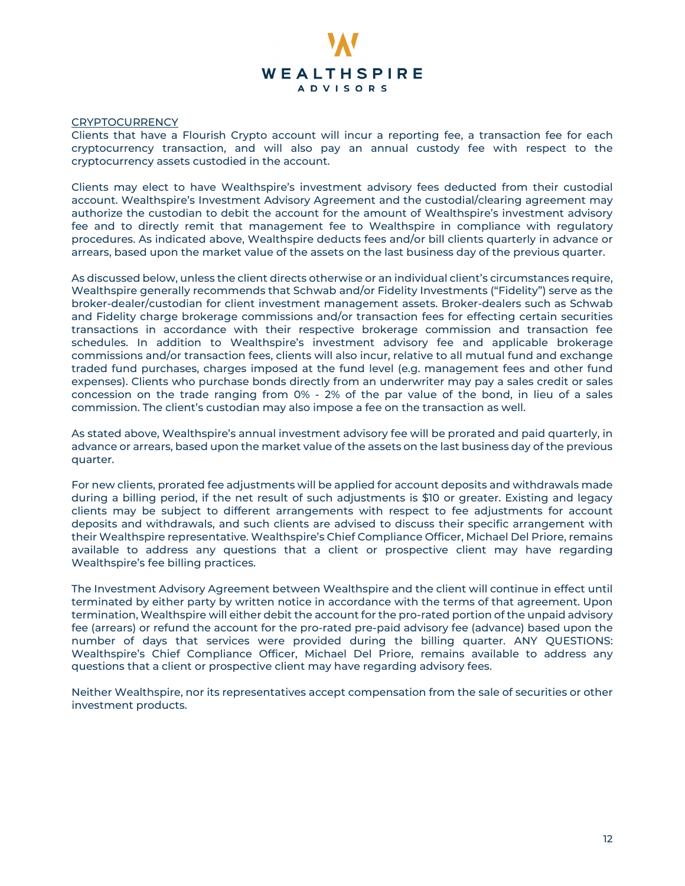CRYPTOCURRENCY

Clients that have a Flourish Crypto account will incur a reporting fee, a transaction fee for each cryptocurrency transaction, and will also pay an annual custody fee with respect to the cryptocurrency assets custodied in the account.

Clients may elect to have Wealthspire's investment advisory fees deducted from their custodial account. Wealthspire's Investment Advisory Agreement and the custodial/clearing agreement may authorize the custodian to debit the account for the amount of Wealthspire's investment advisory fee and to directly remit that management fee to Wealthspire in compliance with regulatory procedures. As indicated above, Wealthspire deducts fees and/or bill clients quarterly in advance or arrears, based upon the market value of the assets on the last business day of the previous quarter.

As discussed below, unless the client directs otherwise or an individual client's circumstances require, Wealthspire generally recommends that Schwab and/or Fidelity Investments ("Fidelity") serve as the broker-dealer/custodian for client investment management assets. Broker-dealers such as Schwab and Fidelity charge brokerage commissions and/or transaction fees for effecting certain securities transactions in accordance with their respective brokerage commission and transaction fee schedules. In addition to Wealthspire's investment advisory fee and applicable brokerage commissions and/or transaction fees, clients will also incur, relative to all mutual fund and exchange traded fund purchases, charges imposed at the fund level (e.g. management fees and other fund expenses). Clients who purchase bonds directly from an underwriter may pay a sales credit or sales concession on the trade ranging from 0% - 2% of the par value of the bond, in lieu of a sales commission. The client's custodian may also impose a fee on the transaction as well.

As stated above, Wealthspire's annual investment advisory fee will be prorated and paid quarterly, in advance or arrears, based upon the market value of the assets on the last business day of the previous quarter.

For new clients, prorated fee adjustments will be applied for account deposits and withdrawals made during a billing period, if the net result of such adjustments is $10 or greater. Existing and legacy clients may be subject to different arrangements with respect to fee adjustments for account deposits and withdrawals, and such clients are advised to discuss their specific arrangement with their Wealthspire representative. Wealthspire's Chief Compliance Officer, Michael Del Priore, remains available to address any questions that a client or prospective client may have regarding Wealthspire's fee billing practices.

The Investment Advisory Agreement between Wealthspire and the client will continue in effect until terminated by either party by written notice in accordance with the terms of that agreement. Upon termination, Wealthspire will either debit the account for the pro-rated portion of the unpaid advisory fee (arrears) or refund the account for the pro-rated pre-paid advisory fee (advance) based upon the number of days that services were provided during the billing quarter. ANY QUESTIONS: Wealthspire's Chief Compliance Officer, Michael Del Priore, remains available to address any questions that a client or prospective client may have regarding advisory fees.

Neither Wealthspire, nor its representatives accept compensation from the sale of securities or other investment products.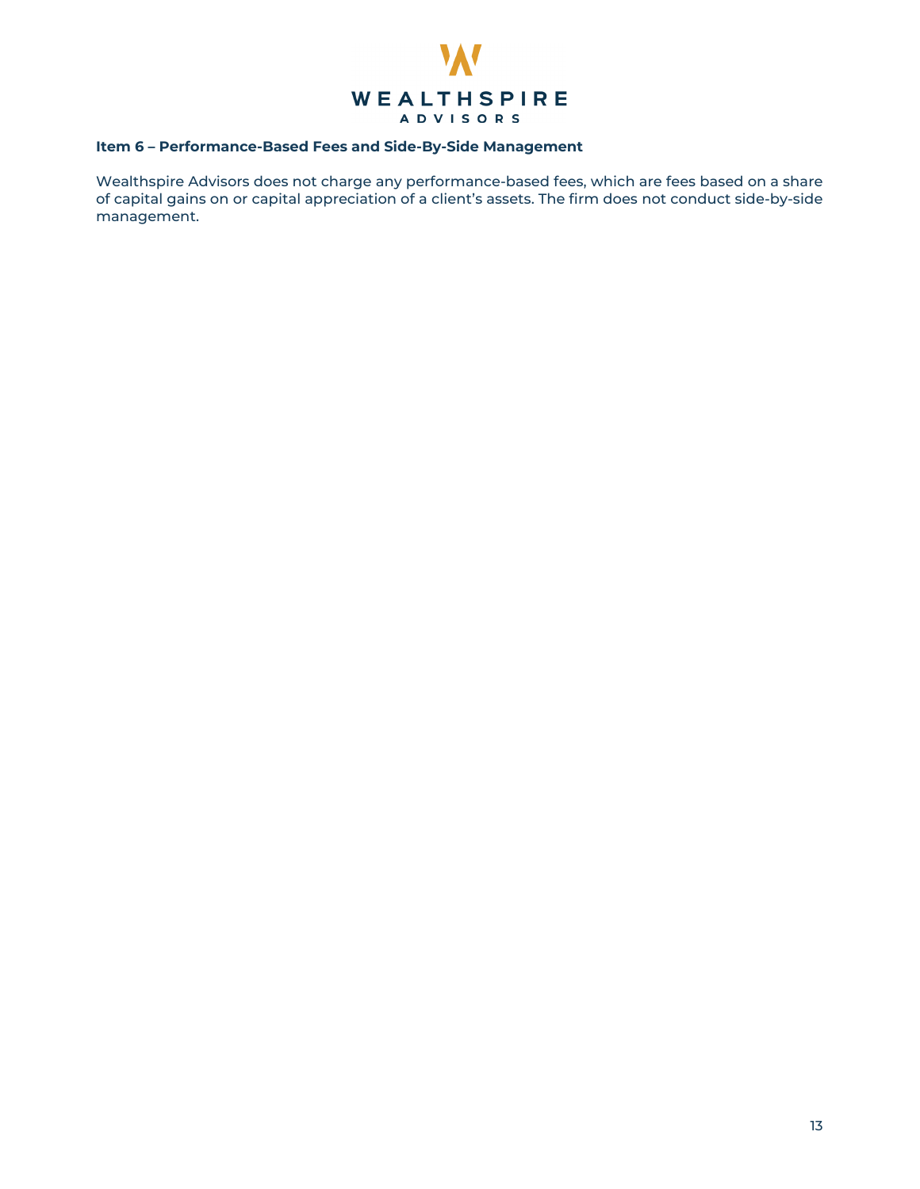## Item 6 – Performance-Based Fees and Side-By-Side Management

Wealthspire Advisors does not charge any performance-based fees, which are fees based on a share of capital gains on or capital appreciation of a client's assets. The firm does not conduct side-by-side management.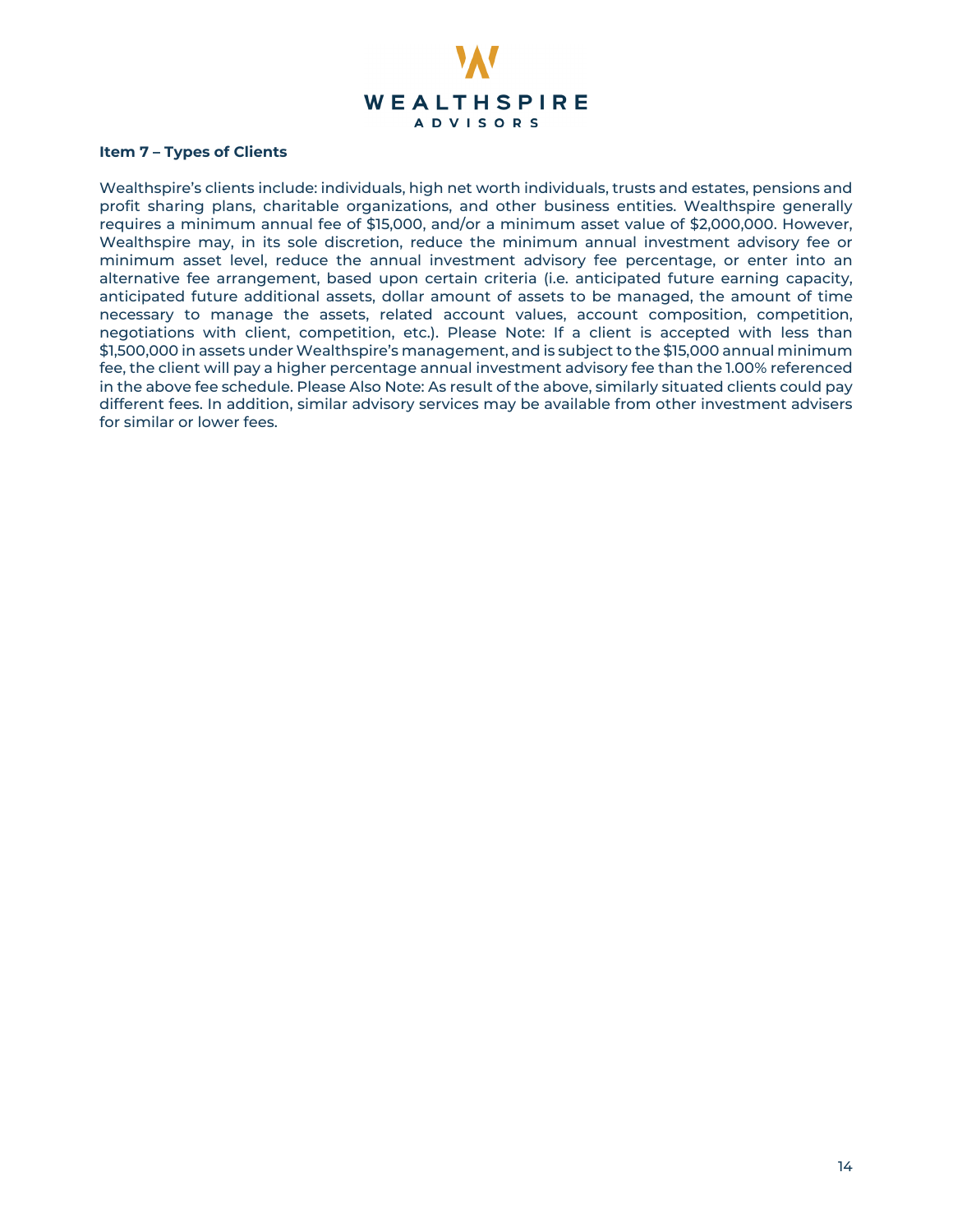**Item 7 – Types of Clients**

Wealthspire's clients include: individuals, high net worth individuals, trusts and estates, pensions and profit sharing plans, charitable organizations, and other business entities. Wealthspire generally requires a minimum annual fee of $15,000, and/or a minimum asset value of $2,000,000. However, Wealthspire may, in its sole discretion, reduce the minimum annual investment advisory fee or minimum asset level, reduce the annual investment advisory fee percentage, or enter into an alternative fee arrangement, based upon certain criteria (i.e. anticipated future earning capacity, anticipated future additional assets, dollar amount of assets to be managed, the amount of time necessary to manage the assets, related account values, account composition, competition, negotiations with client, competition, etc.). Please Note: If a client is accepted with less than $1,500,000 in assets under Wealthspire's management, and is subject to the $15,000 annual minimum fee, the client will pay a higher percentage annual investment advisory fee than the 1.00% referenced in the above fee schedule. Please Also Note: As result of the above, similarly situated clients could pay different fees. In addition, similar advisory services may be available from other investment advisers for similar or lower fees.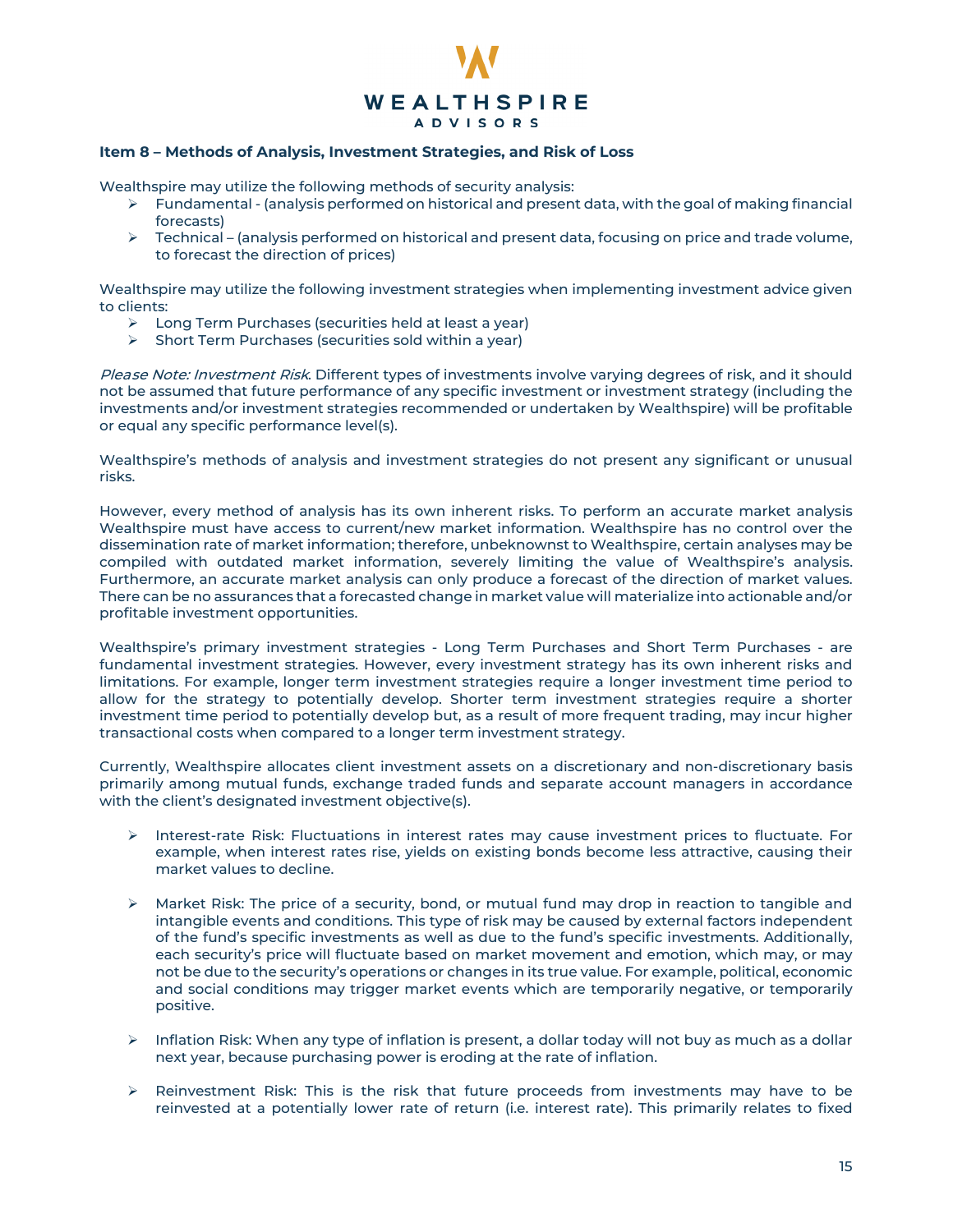### Item 8 – Methods of Analysis, Investment Strategies, and Risk of Loss

Wealthspire may utilize the following methods of security analysis:

- Fundamental - (analysis performed on historical and present data, with the goal of making financial forecasts)
- Technical – (analysis performed on historical and present data, focusing on price and trade volume, to forecast the direction of prices)

Wealthspire may utilize the following investment strategies when implementing investment advice given to clients:

- Long Term Purchases (securities held at least a year)
- Short Term Purchases (securities sold within a year)

*Please Note: Investment Risk.* Different types of investments involve varying degrees of risk, and it should not be assumed that future performance of any specific investment or investment strategy (including the investments and/or investment strategies recommended or undertaken by Wealthspire) will be profitable or equal any specific performance level(s).

Wealthspire's methods of analysis and investment strategies do not present any significant or unusual risks.

However, every method of analysis has its own inherent risks. To perform an accurate market analysis Wealthspire must have access to current/new market information. Wealthspire has no control over the dissemination rate of market information; therefore, unbeknownst to Wealthspire, certain analyses may be compiled with outdated market information, severely limiting the value of Wealthspire's analysis. Furthermore, an accurate market analysis can only produce a forecast of the direction of market values. There can be no assurances that a forecasted change in market value will materialize into actionable and/or profitable investment opportunities.

Wealthspire's primary investment strategies - Long Term Purchases and Short Term Purchases - are fundamental investment strategies. However, every investment strategy has its own inherent risks and limitations. For example, longer term investment strategies require a longer investment time period to allow for the strategy to potentially develop. Shorter term investment strategies require a shorter investment time period to potentially develop but, as a result of more frequent trading, may incur higher transactional costs when compared to a longer term investment strategy.

Currently, Wealthspire allocates client investment assets on a discretionary and non-discretionary basis primarily among mutual funds, exchange traded funds and separate account managers in accordance with the client's designated investment objective(s).

- Interest-rate Risk: Fluctuations in interest rates may cause investment prices to fluctuate. For example, when interest rates rise, yields on existing bonds become less attractive, causing their market values to decline.

- Market Risk: The price of a security, bond, or mutual fund may drop in reaction to tangible and intangible events and conditions. This type of risk may be caused by external factors independent of the fund's specific investments as well as due to the fund's specific investments. Additionally, each security's price will fluctuate based on market movement and emotion, which may, or may not be due to the security's operations or changes in its true value. For example, political, economic and social conditions may trigger market events which are temporarily negative, or temporarily positive.

- Inflation Risk: When any type of inflation is present, a dollar today will not buy as much as a dollar next year, because purchasing power is eroding at the rate of inflation.

- Reinvestment Risk: This is the risk that future proceeds from investments may have to be reinvested at a potentially lower rate of return (i.e. interest rate). This primarily relates to fixed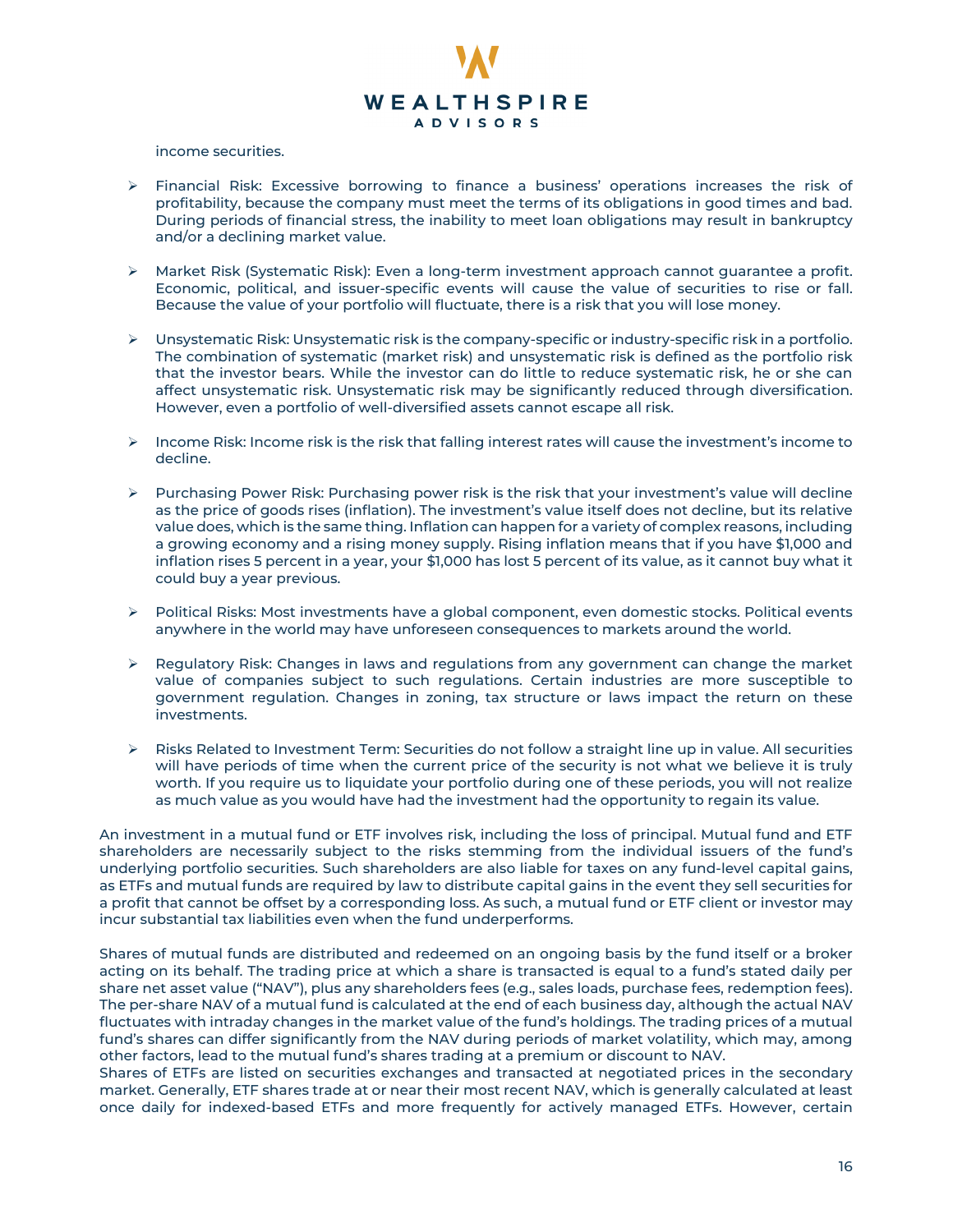income securities.

- Financial Risk: Excessive borrowing to finance a business' operations increases the risk of profitability, because the company must meet the terms of its obligations in good times and bad. During periods of financial stress, the inability to meet loan obligations may result in bankruptcy and/or a declining market value.

- Market Risk (Systematic Risk): Even a long-term investment approach cannot guarantee a profit. Economic, political, and issuer-specific events will cause the value of securities to rise or fall. Because the value of your portfolio will fluctuate, there is a risk that you will lose money.

- Unsystematic Risk: Unsystematic risk is the company-specific or industry-specific risk in a portfolio. The combination of systematic (market risk) and unsystematic risk is defined as the portfolio risk that the investor bears. While the investor can do little to reduce systematic risk, he or she can affect unsystematic risk. Unsystematic risk may be significantly reduced through diversification. However, even a portfolio of well-diversified assets cannot escape all risk.

- Income Risk: Income risk is the risk that falling interest rates will cause the investment's income to decline.

- Purchasing Power Risk: Purchasing power risk is the risk that your investment's value will decline as the price of goods rises (inflation). The investment's value itself does not decline, but its relative value does, which is the same thing. Inflation can happen for a variety of complex reasons, including a growing economy and a rising money supply. Rising inflation means that if you have $1,000 and inflation rises 5 percent in a year, your $1,000 has lost 5 percent of its value, as it cannot buy what it could buy a year previous.

- Political Risks: Most investments have a global component, even domestic stocks. Political events anywhere in the world may have unforeseen consequences to markets around the world.

- Regulatory Risk: Changes in laws and regulations from any government can change the market value of companies subject to such regulations. Certain industries are more susceptible to government regulation. Changes in zoning, tax structure or laws impact the return on these investments.

- Risks Related to Investment Term: Securities do not follow a straight line up in value. All securities will have periods of time when the current price of the security is not what we believe it is truly worth. If you require us to liquidate your portfolio during one of these periods, you will not realize as much value as you would have had the investment had the opportunity to regain its value.

An investment in a mutual fund or ETF involves risk, including the loss of principal. Mutual fund and ETF shareholders are necessarily subject to the risks stemming from the individual issuers of the fund's underlying portfolio securities. Such shareholders are also liable for taxes on any fund-level capital gains, as ETFs and mutual funds are required by law to distribute capital gains in the event they sell securities for a profit that cannot be offset by a corresponding loss. As such, a mutual fund or ETF client or investor may incur substantial tax liabilities even when the fund underperforms.

Shares of mutual funds are distributed and redeemed on an ongoing basis by the fund itself or a broker acting on its behalf. The trading price at which a share is transacted is equal to a fund's stated daily per share net asset value ("NAV"), plus any shareholders fees (e.g., sales loads, purchase fees, redemption fees). The per-share NAV of a mutual fund is calculated at the end of each business day, although the actual NAV fluctuates with intraday changes in the market value of the fund's holdings. The trading prices of a mutual fund's shares can differ significantly from the NAV during periods of market volatility, which may, among other factors, lead to the mutual fund's shares trading at a premium or discount to NAV.
Shares of ETFs are listed on securities exchanges and transacted at negotiated prices in the secondary market. Generally, ETF shares trade at or near their most recent NAV, which is generally calculated at least once daily for indexed-based ETFs and more frequently for actively managed ETFs. However, certain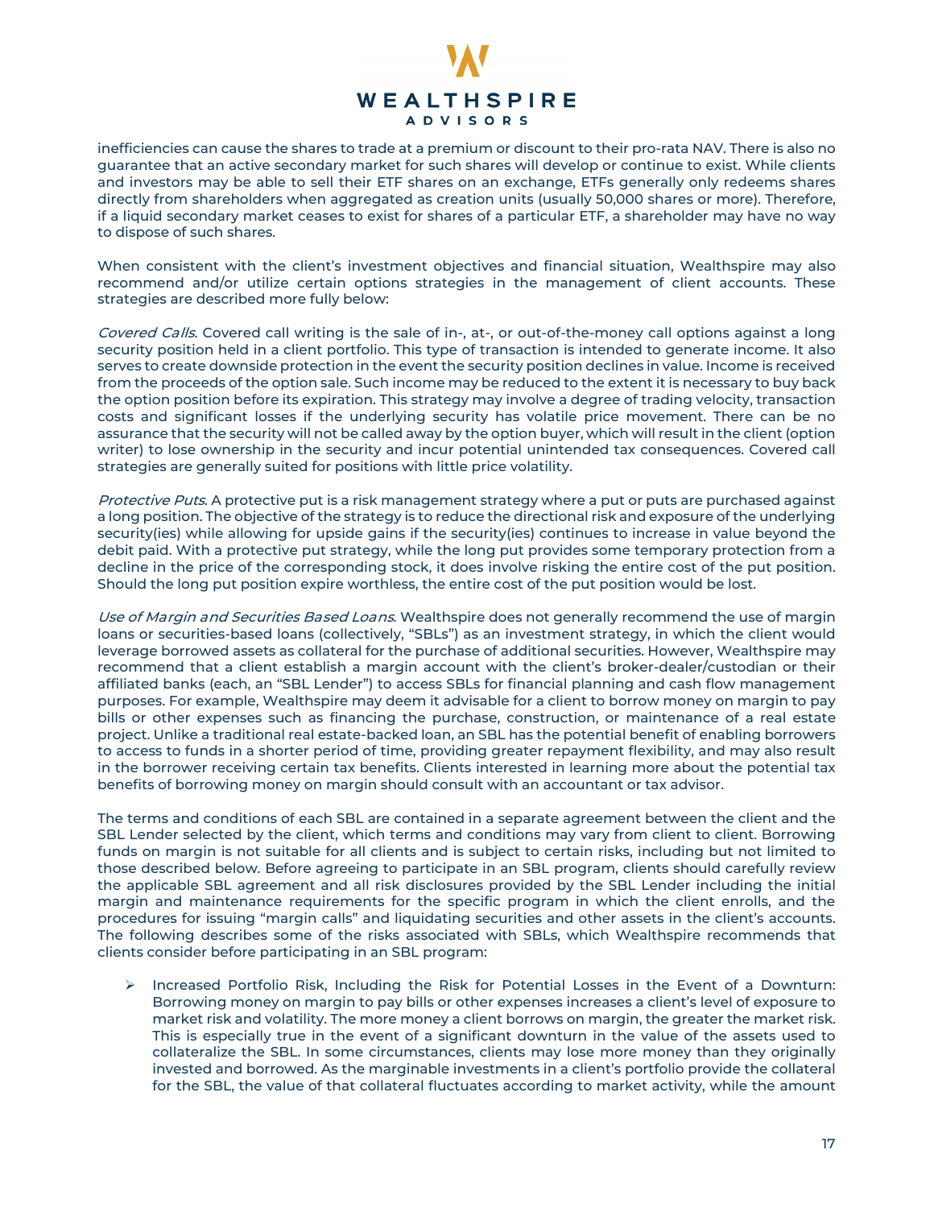inefficiencies can cause the shares to trade at a premium or discount to their pro-rata NAV. There is also no guarantee that an active secondary market for such shares will develop or continue to exist. While clients and investors may be able to sell their ETF shares on an exchange, ETFs generally only redeems shares directly from shareholders when aggregated as creation units (usually 50,000 shares or more). Therefore, if a liquid secondary market ceases to exist for shares of a particular ETF, a shareholder may have no way to dispose of such shares.

When consistent with the client's investment objectives and financial situation, Wealthspire may also recommend and/or utilize certain options strategies in the management of client accounts. These strategies are described more fully below:

*Covered Calls*. Covered call writing is the sale of in-, at-, or out-of-the-money call options against a long security position held in a client portfolio. This type of transaction is intended to generate income. It also serves to create downside protection in the event the security position declines in value. Income is received from the proceeds of the option sale. Such income may be reduced to the extent it is necessary to buy back the option position before its expiration. This strategy may involve a degree of trading velocity, transaction costs and significant losses if the underlying security has volatile price movement. There can be no assurance that the security will not be called away by the option buyer, which will result in the client (option writer) to lose ownership in the security and incur potential unintended tax consequences. Covered call strategies are generally suited for positions with little price volatility.

*Protective Puts*. A protective put is a risk management strategy where a put or puts are purchased against a long position. The objective of the strategy is to reduce the directional risk and exposure of the underlying security(ies) while allowing for upside gains if the security(ies) continues to increase in value beyond the debit paid. With a protective put strategy, while the long put provides some temporary protection from a decline in the price of the corresponding stock, it does involve risking the entire cost of the put position. Should the long put position expire worthless, the entire cost of the put position would be lost.

*Use of Margin and Securities Based Loans*. Wealthspire does not generally recommend the use of margin loans or securities-based loans (collectively, "SBLs") as an investment strategy, in which the client would leverage borrowed assets as collateral for the purchase of additional securities. However, Wealthspire may recommend that a client establish a margin account with the client's broker-dealer/custodian or their affiliated banks (each, an "SBL Lender") to access SBLs for financial planning and cash flow management purposes. For example, Wealthspire may deem it advisable for a client to borrow money on margin to pay bills or other expenses such as financing the purchase, construction, or maintenance of a real estate project. Unlike a traditional real estate-backed loan, an SBL has the potential benefit of enabling borrowers to access to funds in a shorter period of time, providing greater repayment flexibility, and may also result in the borrower receiving certain tax benefits. Clients interested in learning more about the potential tax benefits of borrowing money on margin should consult with an accountant or tax advisor.

The terms and conditions of each SBL are contained in a separate agreement between the client and the SBL Lender selected by the client, which terms and conditions may vary from client to client. Borrowing funds on margin is not suitable for all clients and is subject to certain risks, including but not limited to those described below. Before agreeing to participate in an SBL program, clients should carefully review the applicable SBL agreement and all risk disclosures provided by the SBL Lender including the initial margin and maintenance requirements for the specific program in which the client enrolls, and the procedures for issuing "margin calls" and liquidating securities and other assets in the client's accounts. The following describes some of the risks associated with SBLs, which Wealthspire recommends that clients consider before participating in an SBL program:

- Increased Portfolio Risk, Including the Risk for Potential Losses in the Event of a Downturn: Borrowing money on margin to pay bills or other expenses increases a client's level of exposure to market risk and volatility. The more money a client borrows on margin, the greater the market risk. This is especially true in the event of a significant downturn in the value of the assets used to collateralize the SBL. In some circumstances, clients may lose more money than they originally invested and borrowed. As the marginable investments in a client's portfolio provide the collateral for the SBL, the value of that collateral fluctuates according to market activity, while the amount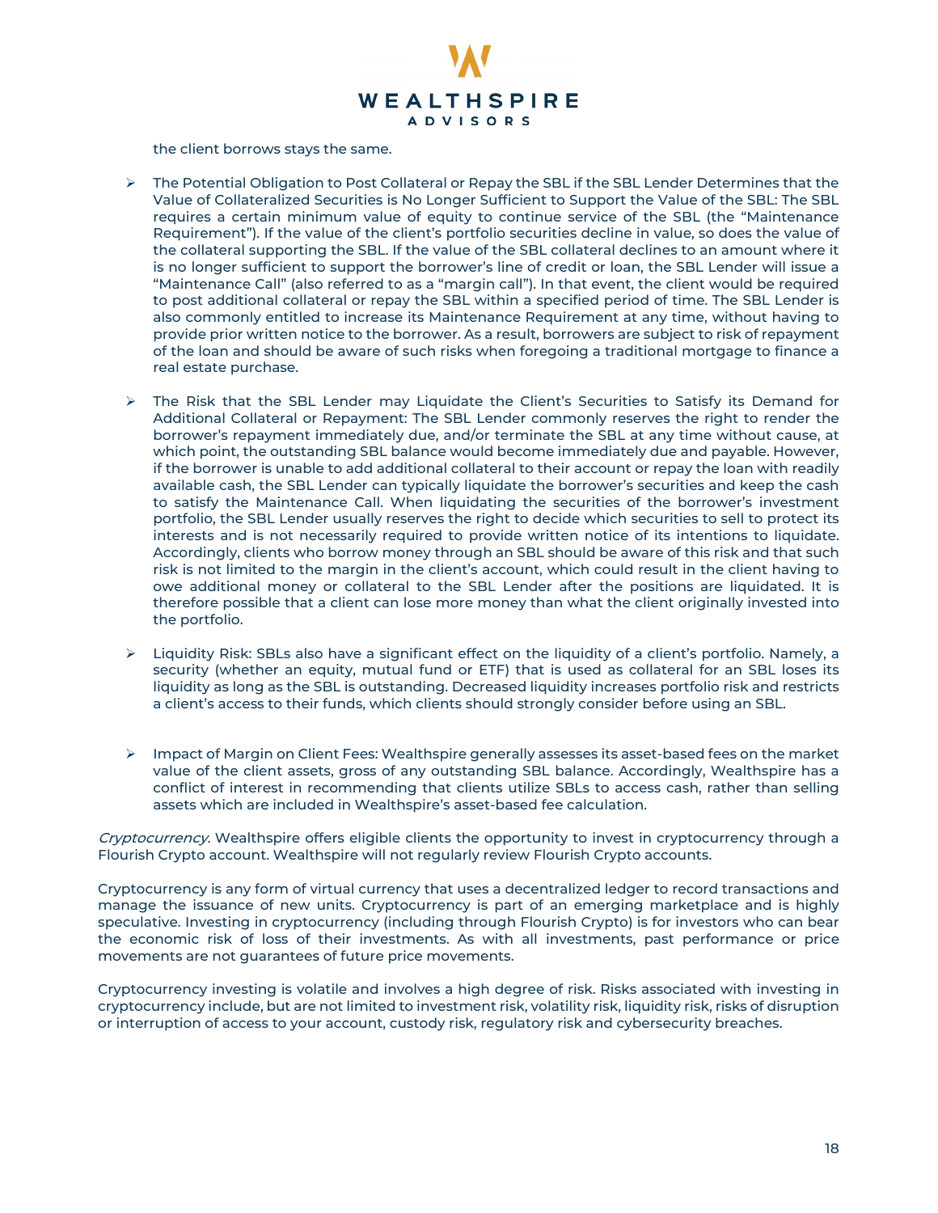the client borrows stays the same.

- The Potential Obligation to Post Collateral or Repay the SBL if the SBL Lender Determines that the Value of Collateralized Securities is No Longer Sufficient to Support the Value of the SBL: The SBL requires a certain minimum value of equity to continue service of the SBL (the "Maintenance Requirement"). If the value of the client's portfolio securities decline in value, so does the value of the collateral supporting the SBL. If the value of the SBL collateral declines to an amount where it is no longer sufficient to support the borrower's line of credit or loan, the SBL Lender will issue a "Maintenance Call" (also referred to as a "margin call"). In that event, the client would be required to post additional collateral or repay the SBL within a specified period of time. The SBL Lender is also commonly entitled to increase its Maintenance Requirement at any time, without having to provide prior written notice to the borrower. As a result, borrowers are subject to risk of repayment of the loan and should be aware of such risks when foregoing a traditional mortgage to finance a real estate purchase.

- The Risk that the SBL Lender may Liquidate the Client's Securities to Satisfy its Demand for Additional Collateral or Repayment: The SBL Lender commonly reserves the right to render the borrower's repayment immediately due, and/or terminate the SBL at any time without cause, at which point, the outstanding SBL balance would become immediately due and payable. However, if the borrower is unable to add additional collateral to their account or repay the loan with readily available cash, the SBL Lender can typically liquidate the borrower's securities and keep the cash to satisfy the Maintenance Call. When liquidating the securities of the borrower's investment portfolio, the SBL Lender usually reserves the right to decide which securities to sell to protect its interests and is not necessarily required to provide written notice of its intentions to liquidate. Accordingly, clients who borrow money through an SBL should be aware of this risk and that such risk is not limited to the margin in the client's account, which could result in the client having to owe additional money or collateral to the SBL Lender after the positions are liquidated. It is therefore possible that a client can lose more money than what the client originally invested into the portfolio.

- Liquidity Risk: SBLs also have a significant effect on the liquidity of a client's portfolio. Namely, a security (whether an equity, mutual fund or ETF) that is used as collateral for an SBL loses its liquidity as long as the SBL is outstanding. Decreased liquidity increases portfolio risk and restricts a client's access to their funds, which clients should strongly consider before using an SBL.

- Impact of Margin on Client Fees: Wealthspire generally assesses its asset-based fees on the market value of the client assets, gross of any outstanding SBL balance. Accordingly, Wealthspire has a conflict of interest in recommending that clients utilize SBLs to access cash, rather than selling assets which are included in Wealthspire's asset-based fee calculation.

*Cryptocurrency.* Wealthspire offers eligible clients the opportunity to invest in cryptocurrency through a Flourish Crypto account. Wealthspire will not regularly review Flourish Crypto accounts.

Cryptocurrency is any form of virtual currency that uses a decentralized ledger to record transactions and manage the issuance of new units. Cryptocurrency is part of an emerging marketplace and is highly speculative. Investing in cryptocurrency (including through Flourish Crypto) is for investors who can bear the economic risk of loss of their investments. As with all investments, past performance or price movements are not guarantees of future price movements.

Cryptocurrency investing is volatile and involves a high degree of risk. Risks associated with investing in cryptocurrency include, but are not limited to investment risk, volatility risk, liquidity risk, risks of disruption or interruption of access to your account, custody risk, regulatory risk and cybersecurity breaches.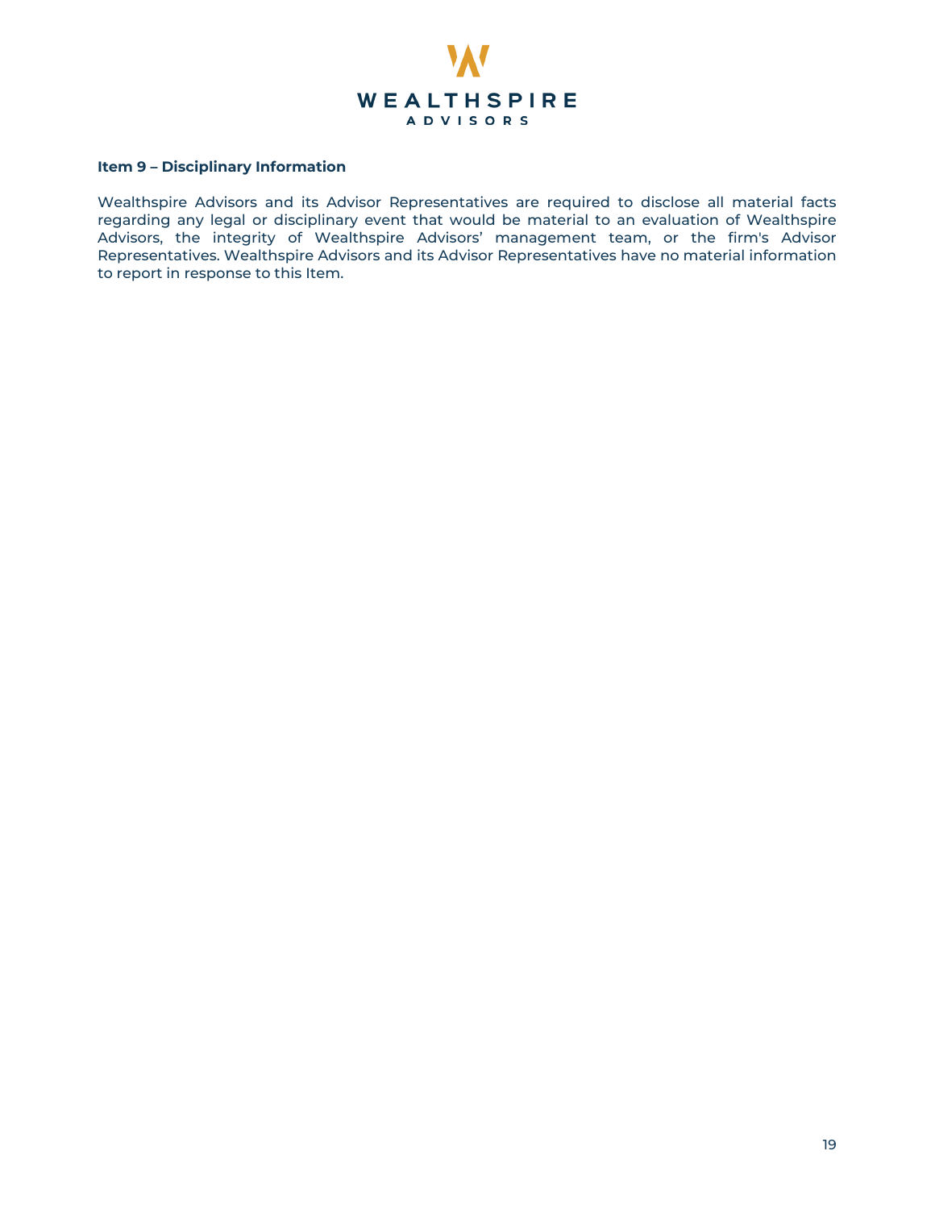## Item 9 – Disciplinary Information

Wealthspire Advisors and its Advisor Representatives are required to disclose all material facts regarding any legal or disciplinary event that would be material to an evaluation of Wealthspire Advisors, the integrity of Wealthspire Advisors' management team, or the firm's Advisor Representatives. Wealthspire Advisors and its Advisor Representatives have no material information to report in response to this Item.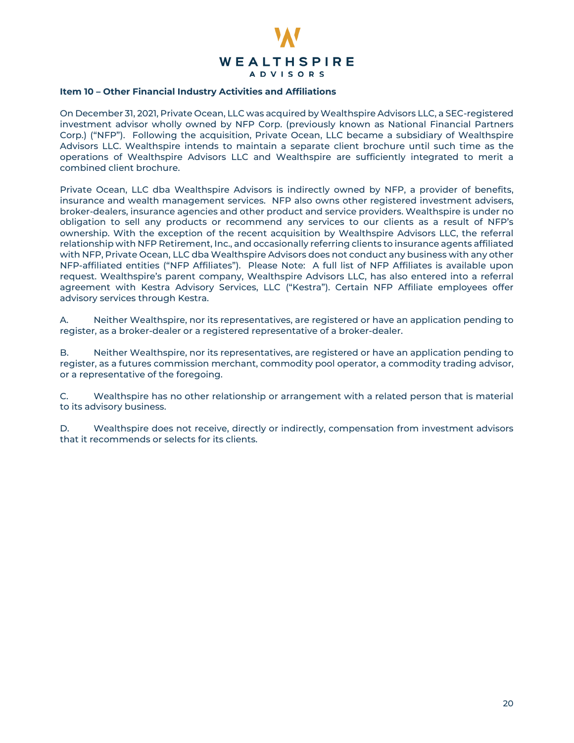### Item 10 – Other Financial Industry Activities and Affiliations

On December 31, 2021, Private Ocean, LLC was acquired by Wealthspire Advisors LLC, a SEC-registered investment advisor wholly owned by NFP Corp. (previously known as National Financial Partners Corp.) ("NFP"). Following the acquisition, Private Ocean, LLC became a subsidiary of Wealthspire Advisors LLC. Wealthspire intends to maintain a separate client brochure until such time as the operations of Wealthspire Advisors LLC and Wealthspire are sufficiently integrated to merit a combined client brochure.

Private Ocean, LLC dba Wealthspire Advisors is indirectly owned by NFP, a provider of benefits, insurance and wealth management services. NFP also owns other registered investment advisers, broker-dealers, insurance agencies and other product and service providers. Wealthspire is under no obligation to sell any products or recommend any services to our clients as a result of NFP's ownership. With the exception of the recent acquisition by Wealthspire Advisors LLC, the referral relationship with NFP Retirement, Inc., and occasionally referring clients to insurance agents affiliated with NFP, Private Ocean, LLC dba Wealthspire Advisors does not conduct any business with any other NFP-affiliated entities ("NFP Affiliates"). Please Note: A full list of NFP Affiliates is available upon request. Wealthspire's parent company, Wealthspire Advisors LLC, has also entered into a referral agreement with Kestra Advisory Services, LLC ("Kestra"). Certain NFP Affiliate employees offer advisory services through Kestra.

A. Neither Wealthspire, nor its representatives, are registered or have an application pending to register, as a broker-dealer or a registered representative of a broker-dealer.

B. Neither Wealthspire, nor its representatives, are registered or have an application pending to register, as a futures commission merchant, commodity pool operator, a commodity trading advisor, or a representative of the foregoing.

C. Wealthspire has no other relationship or arrangement with a related person that is material to its advisory business.

D. Wealthspire does not receive, directly or indirectly, compensation from investment advisors that it recommends or selects for its clients.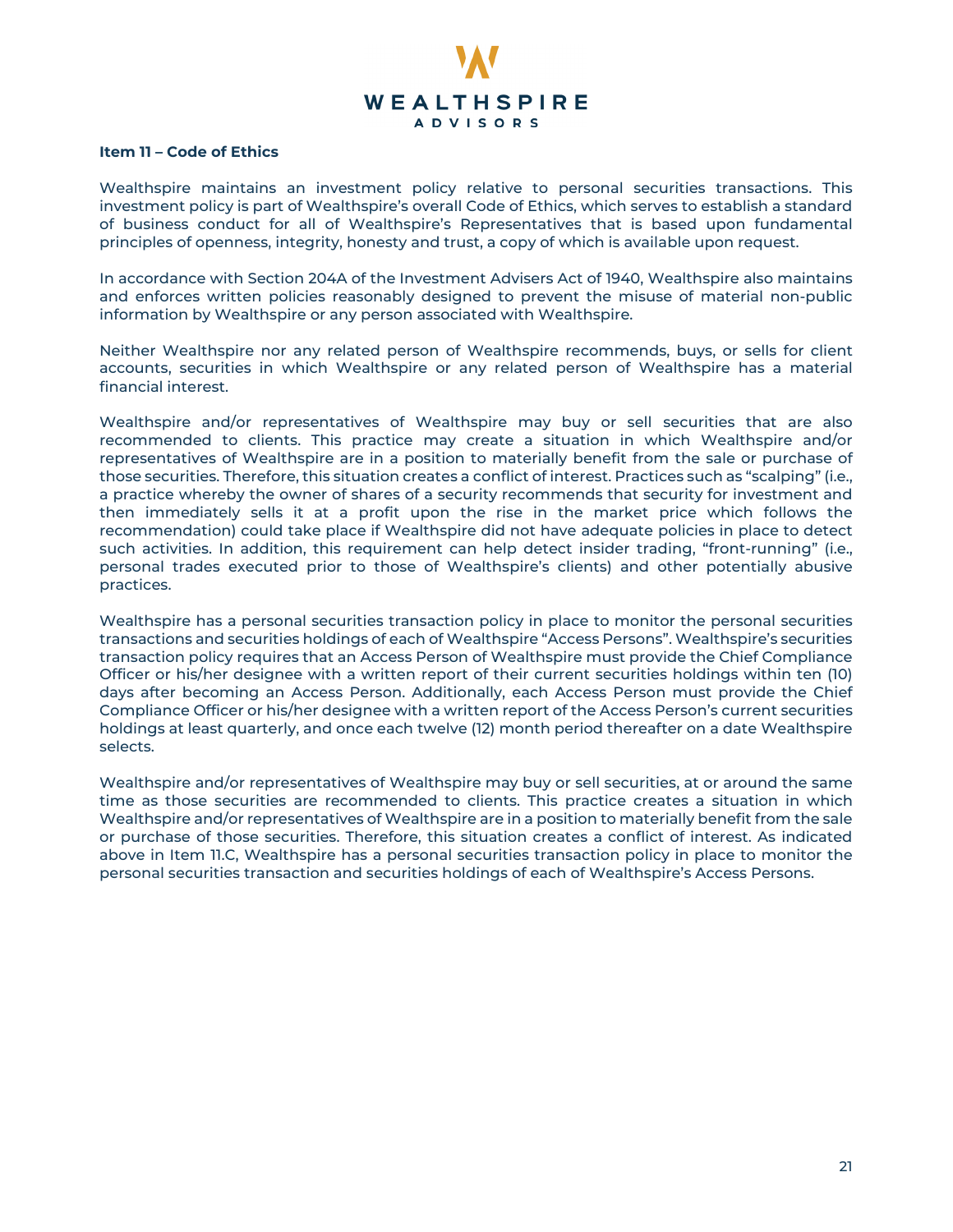**Item 11 – Code of Ethics**

Wealthspire maintains an investment policy relative to personal securities transactions. This investment policy is part of Wealthspire's overall Code of Ethics, which serves to establish a standard of business conduct for all of Wealthspire's Representatives that is based upon fundamental principles of openness, integrity, honesty and trust, a copy of which is available upon request.

In accordance with Section 204A of the Investment Advisers Act of 1940, Wealthspire also maintains and enforces written policies reasonably designed to prevent the misuse of material non-public information by Wealthspire or any person associated with Wealthspire.

Neither Wealthspire nor any related person of Wealthspire recommends, buys, or sells for client accounts, securities in which Wealthspire or any related person of Wealthspire has a material financial interest.

Wealthspire and/or representatives of Wealthspire may buy or sell securities that are also recommended to clients. This practice may create a situation in which Wealthspire and/or representatives of Wealthspire are in a position to materially benefit from the sale or purchase of those securities. Therefore, this situation creates a conflict of interest. Practices such as "scalping" (i.e., a practice whereby the owner of shares of a security recommends that security for investment and then immediately sells it at a profit upon the rise in the market price which follows the recommendation) could take place if Wealthspire did not have adequate policies in place to detect such activities. In addition, this requirement can help detect insider trading, "front-running" (i.e., personal trades executed prior to those of Wealthspire's clients) and other potentially abusive practices.

Wealthspire has a personal securities transaction policy in place to monitor the personal securities transactions and securities holdings of each of Wealthspire "Access Persons". Wealthspire's securities transaction policy requires that an Access Person of Wealthspire must provide the Chief Compliance Officer or his/her designee with a written report of their current securities holdings within ten (10) days after becoming an Access Person. Additionally, each Access Person must provide the Chief Compliance Officer or his/her designee with a written report of the Access Person's current securities holdings at least quarterly, and once each twelve (12) month period thereafter on a date Wealthspire selects.

Wealthspire and/or representatives of Wealthspire may buy or sell securities, at or around the same time as those securities are recommended to clients. This practice creates a situation in which Wealthspire and/or representatives of Wealthspire are in a position to materially benefit from the sale or purchase of those securities. Therefore, this situation creates a conflict of interest. As indicated above in Item 11.C, Wealthspire has a personal securities transaction policy in place to monitor the personal securities transaction and securities holdings of each of Wealthspire's Access Persons.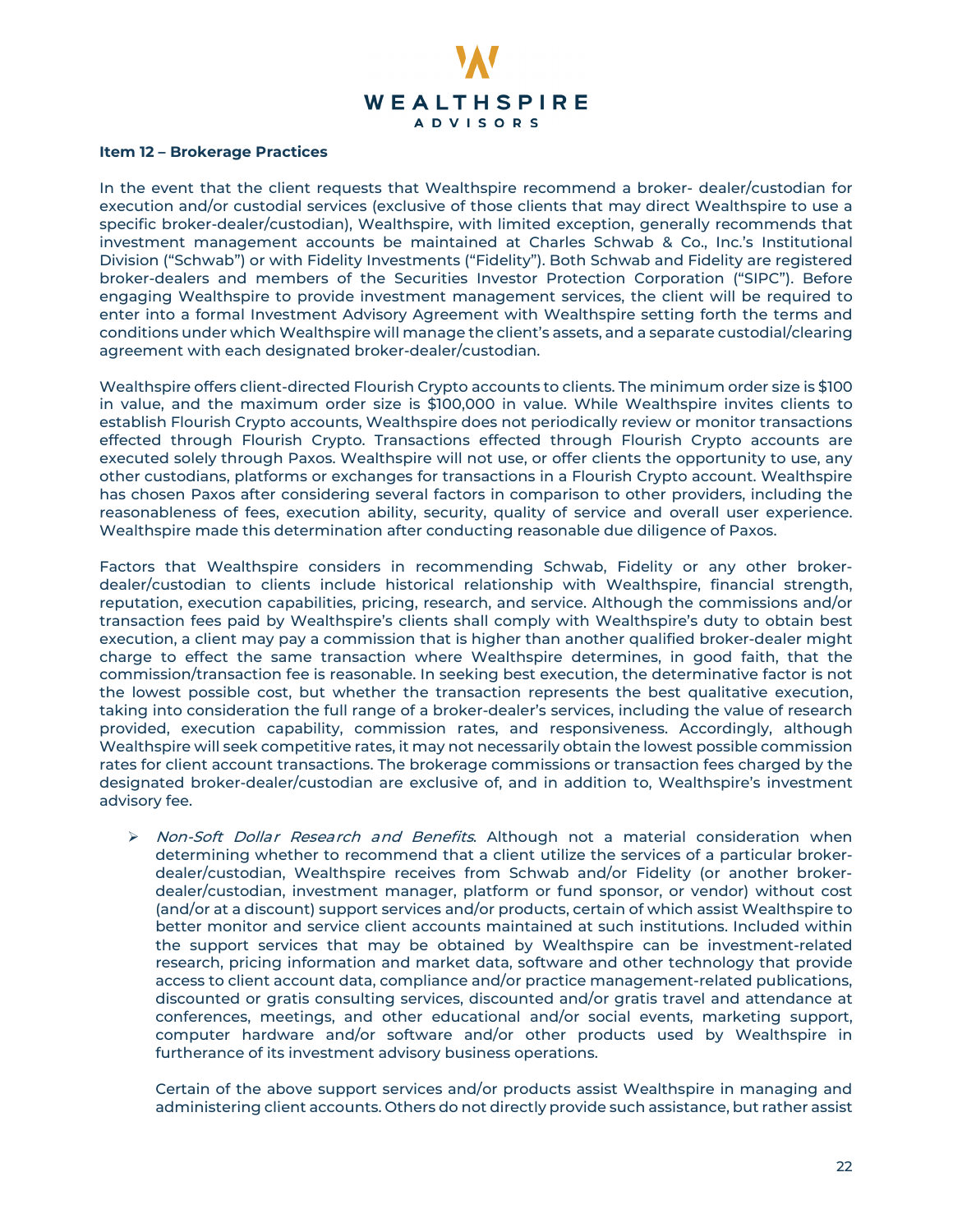**Item 12 – Brokerage Practices**

In the event that the client requests that Wealthspire recommend a broker- dealer/custodian for execution and/or custodial services (exclusive of those clients that may direct Wealthspire to use a specific broker-dealer/custodian), Wealthspire, with limited exception, generally recommends that investment management accounts be maintained at Charles Schwab & Co., Inc.'s Institutional Division ("Schwab") or with Fidelity Investments ("Fidelity"). Both Schwab and Fidelity are registered broker-dealers and members of the Securities Investor Protection Corporation ("SIPC"). Before engaging Wealthspire to provide investment management services, the client will be required to enter into a formal Investment Advisory Agreement with Wealthspire setting forth the terms and conditions under which Wealthspire will manage the client's assets, and a separate custodial/clearing agreement with each designated broker-dealer/custodian.

Wealthspire offers client-directed Flourish Crypto accounts to clients. The minimum order size is $100 in value, and the maximum order size is $100,000 in value. While Wealthspire invites clients to establish Flourish Crypto accounts, Wealthspire does not periodically review or monitor transactions effected through Flourish Crypto. Transactions effected through Flourish Crypto accounts are executed solely through Paxos. Wealthspire will not use, or offer clients the opportunity to use, any other custodians, platforms or exchanges for transactions in a Flourish Crypto account. Wealthspire has chosen Paxos after considering several factors in comparison to other providers, including the reasonableness of fees, execution ability, security, quality of service and overall user experience. Wealthspire made this determination after conducting reasonable due diligence of Paxos.

Factors that Wealthspire considers in recommending Schwab, Fidelity or any other broker-dealer/custodian to clients include historical relationship with Wealthspire, financial strength, reputation, execution capabilities, pricing, research, and service. Although the commissions and/or transaction fees paid by Wealthspire's clients shall comply with Wealthspire's duty to obtain best execution, a client may pay a commission that is higher than another qualified broker-dealer might charge to effect the same transaction where Wealthspire determines, in good faith, that the commission/transaction fee is reasonable. In seeking best execution, the determinative factor is not the lowest possible cost, but whether the transaction represents the best qualitative execution, taking into consideration the full range of a broker-dealer's services, including the value of research provided, execution capability, commission rates, and responsiveness. Accordingly, although Wealthspire will seek competitive rates, it may not necessarily obtain the lowest possible commission rates for client account transactions. The brokerage commissions or transaction fees charged by the designated broker-dealer/custodian are exclusive of, and in addition to, Wealthspire's investment advisory fee.

- *Non-Soft Dollar Research and Benefits*. Although not a material consideration when determining whether to recommend that a client utilize the services of a particular broker-dealer/custodian, Wealthspire receives from Schwab and/or Fidelity (or another broker-dealer/custodian, investment manager, platform or fund sponsor, or vendor) without cost (and/or at a discount) support services and/or products, certain of which assist Wealthspire to better monitor and service client accounts maintained at such institutions. Included within the support services that may be obtained by Wealthspire can be investment-related research, pricing information and market data, software and other technology that provide access to client account data, compliance and/or practice management-related publications, discounted or gratis consulting services, discounted and/or gratis travel and attendance at conferences, meetings, and other educational and/or social events, marketing support, computer hardware and/or software and/or other products used by Wealthspire in furtherance of its investment advisory business operations.

  Certain of the above support services and/or products assist Wealthspire in managing and administering client accounts. Others do not directly provide such assistance, but rather assist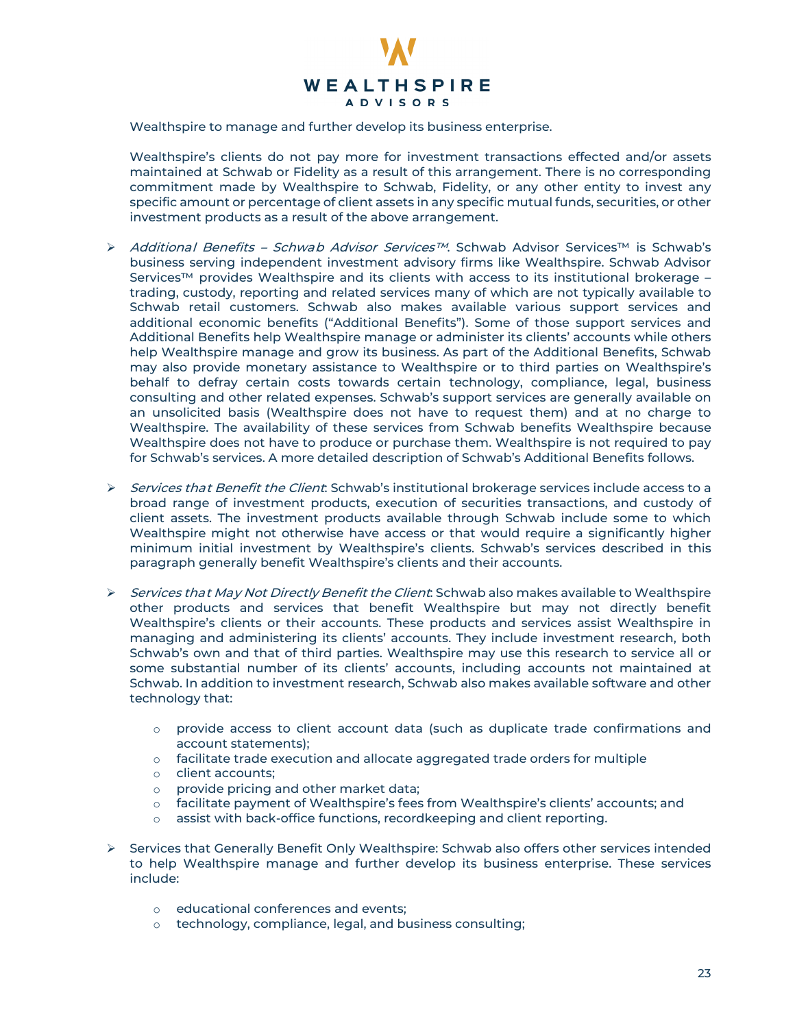Wealthspire to manage and further develop its business enterprise.

Wealthspire's clients do not pay more for investment transactions effected and/or assets maintained at Schwab or Fidelity as a result of this arrangement. There is no corresponding commitment made by Wealthspire to Schwab, Fidelity, or any other entity to invest any specific amount or percentage of client assets in any specific mutual funds, securities, or other investment products as a result of the above arrangement.

- *Additional Benefits – Schwab Advisor Services™*. Schwab Advisor Services™ is Schwab's business serving independent investment advisory firms like Wealthspire. Schwab Advisor Services™ provides Wealthspire and its clients with access to its institutional brokerage – trading, custody, reporting and related services many of which are not typically available to Schwab retail customers. Schwab also makes available various support services and additional economic benefits ("Additional Benefits"). Some of those support services and Additional Benefits help Wealthspire manage or administer its clients' accounts while others help Wealthspire manage and grow its business. As part of the Additional Benefits, Schwab may also provide monetary assistance to Wealthspire or to third parties on Wealthspire's behalf to defray certain costs towards certain technology, compliance, legal, business consulting and other related expenses. Schwab's support services are generally available on an unsolicited basis (Wealthspire does not have to request them) and at no charge to Wealthspire. The availability of these services from Schwab benefits Wealthspire because Wealthspire does not have to produce or purchase them. Wealthspire is not required to pay for Schwab's services. A more detailed description of Schwab's Additional Benefits follows.

- *Services that Benefit the Client*: Schwab's institutional brokerage services include access to a broad range of investment products, execution of securities transactions, and custody of client assets. The investment products available through Schwab include some to which Wealthspire might not otherwise have access or that would require a significantly higher minimum initial investment by Wealthspire's clients. Schwab's services described in this paragraph generally benefit Wealthspire's clients and their accounts.

- *Services that May Not Directly Benefit the Client*: Schwab also makes available to Wealthspire other products and services that benefit Wealthspire but may not directly benefit Wealthspire's clients or their accounts. These products and services assist Wealthspire in managing and administering its clients' accounts. They include investment research, both Schwab's own and that of third parties. Wealthspire may use this research to service all or some substantial number of its clients' accounts, including accounts not maintained at Schwab. In addition to investment research, Schwab also makes available software and other technology that:

    - provide access to client account data (such as duplicate trade confirmations and account statements);
    - facilitate trade execution and allocate aggregated trade orders for multiple
    - client accounts;
    - provide pricing and other market data;
    - facilitate payment of Wealthspire's fees from Wealthspire's clients' accounts; and
    - assist with back-office functions, recordkeeping and client reporting.

- Services that Generally Benefit Only Wealthspire: Schwab also offers other services intended to help Wealthspire manage and further develop its business enterprise. These services include:

    - educational conferences and events;
    - technology, compliance, legal, and business consulting;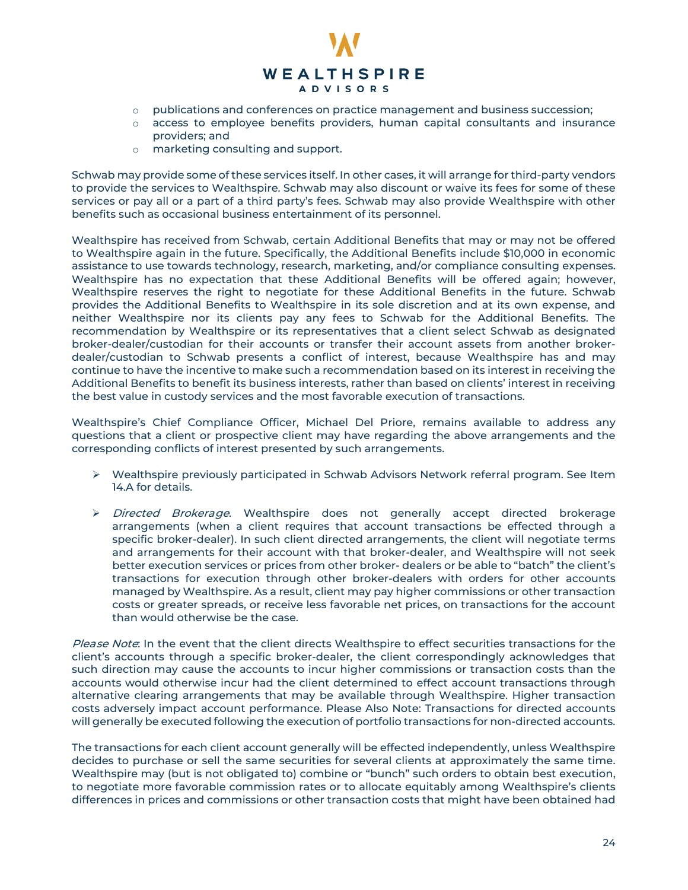- publications and conferences on practice management and business succession;
- access to employee benefits providers, human capital consultants and insurance providers; and
- marketing consulting and support.

Schwab may provide some of these services itself. In other cases, it will arrange for third-party vendors to provide the services to Wealthspire. Schwab may also discount or waive its fees for some of these services or pay all or a part of a third party's fees. Schwab may also provide Wealthspire with other benefits such as occasional business entertainment of its personnel.

Wealthspire has received from Schwab, certain Additional Benefits that may or may not be offered to Wealthspire again in the future. Specifically, the Additional Benefits include $10,000 in economic assistance to use towards technology, research, marketing, and/or compliance consulting expenses. Wealthspire has no expectation that these Additional Benefits will be offered again; however, Wealthspire reserves the right to negotiate for these Additional Benefits in the future. Schwab provides the Additional Benefits to Wealthspire in its sole discretion and at its own expense, and neither Wealthspire nor its clients pay any fees to Schwab for the Additional Benefits. The recommendation by Wealthspire or its representatives that a client select Schwab as designated broker-dealer/custodian for their accounts or transfer their account assets from another broker-dealer/custodian to Schwab presents a conflict of interest, because Wealthspire has and may continue to have the incentive to make such a recommendation based on its interest in receiving the Additional Benefits to benefit its business interests, rather than based on clients' interest in receiving the best value in custody services and the most favorable execution of transactions.

Wealthspire's Chief Compliance Officer, Michael Del Priore, remains available to address any questions that a client or prospective client may have regarding the above arrangements and the corresponding conflicts of interest presented by such arrangements.

- Wealthspire previously participated in Schwab Advisors Network referral program. See Item 14.A for details.

- *Directed Brokerage*. Wealthspire does not generally accept directed brokerage arrangements (when a client requires that account transactions be effected through a specific broker-dealer). In such client directed arrangements, the client will negotiate terms and arrangements for their account with that broker-dealer, and Wealthspire will not seek better execution services or prices from other broker- dealers or be able to "batch" the client's transactions for execution through other broker-dealers with orders for other accounts managed by Wealthspire. As a result, client may pay higher commissions or other transaction costs or greater spreads, or receive less favorable net prices, on transactions for the account than would otherwise be the case.

*Please Note*: In the event that the client directs Wealthspire to effect securities transactions for the client's accounts through a specific broker-dealer, the client correspondingly acknowledges that such direction may cause the accounts to incur higher commissions or transaction costs than the accounts would otherwise incur had the client determined to effect account transactions through alternative clearing arrangements that may be available through Wealthspire. Higher transaction costs adversely impact account performance. Please Also Note: Transactions for directed accounts will generally be executed following the execution of portfolio transactions for non-directed accounts.

The transactions for each client account generally will be effected independently, unless Wealthspire decides to purchase or sell the same securities for several clients at approximately the same time. Wealthspire may (but is not obligated to) combine or "bunch" such orders to obtain best execution, to negotiate more favorable commission rates or to allocate equitably among Wealthspire's clients differences in prices and commissions or other transaction costs that might have been obtained had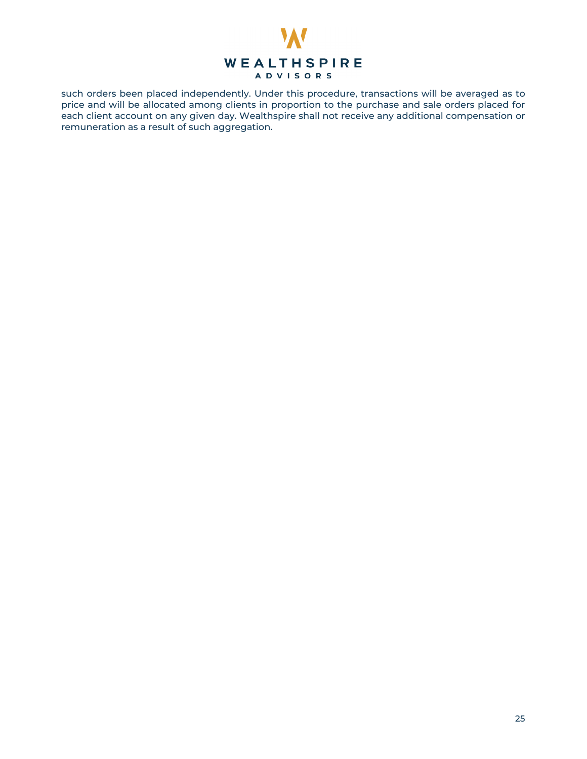such orders been placed independently. Under this procedure, transactions will be averaged as to price and will be allocated among clients in proportion to the purchase and sale orders placed for each client account on any given day. Wealthspire shall not receive any additional compensation or remuneration as a result of such aggregation.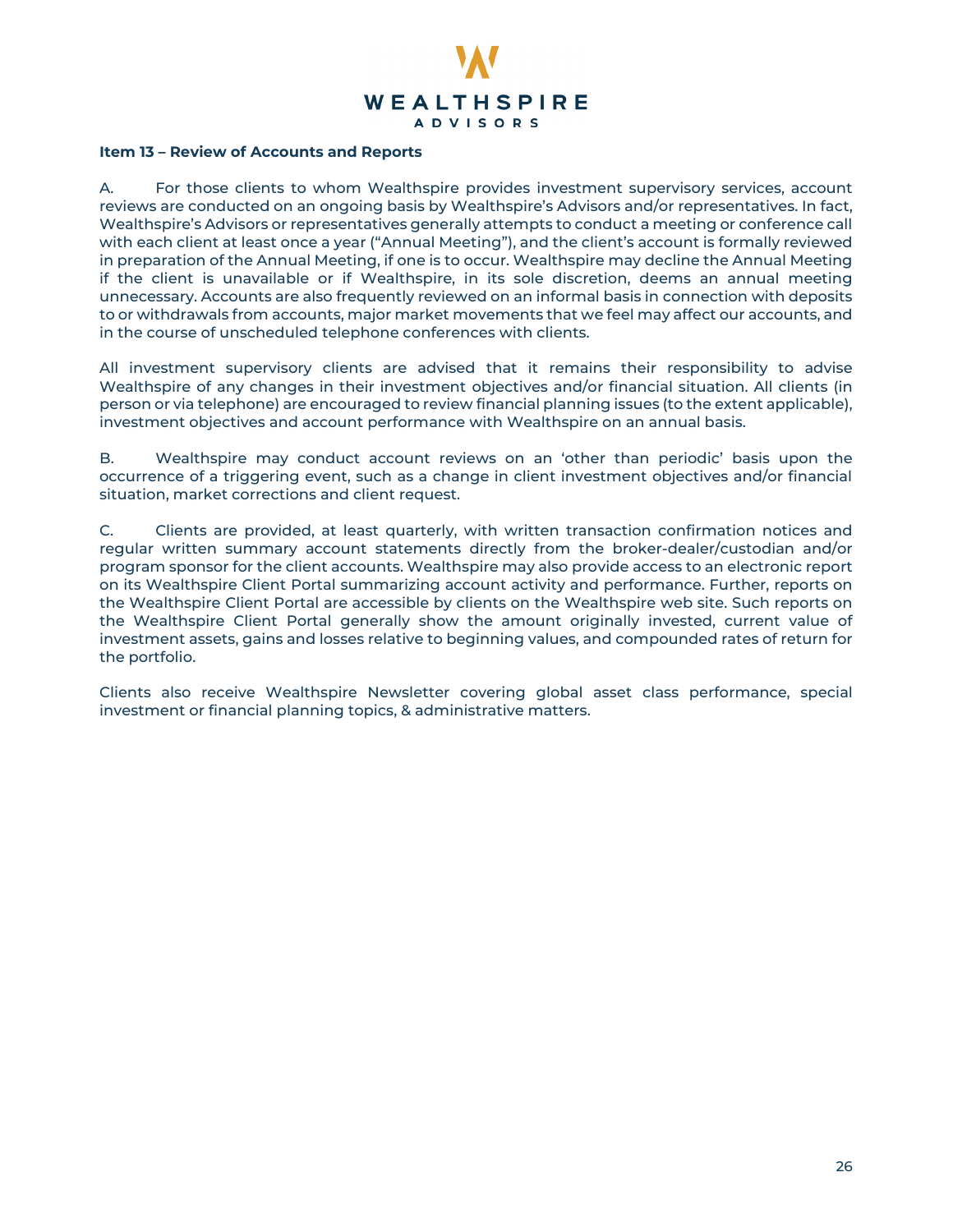**Item 13 – Review of Accounts and Reports**

A. For those clients to whom Wealthspire provides investment supervisory services, account reviews are conducted on an ongoing basis by Wealthspire's Advisors and/or representatives. In fact, Wealthspire's Advisors or representatives generally attempts to conduct a meeting or conference call with each client at least once a year ("Annual Meeting"), and the client's account is formally reviewed in preparation of the Annual Meeting, if one is to occur. Wealthspire may decline the Annual Meeting if the client is unavailable or if Wealthspire, in its sole discretion, deems an annual meeting unnecessary. Accounts are also frequently reviewed on an informal basis in connection with deposits to or withdrawals from accounts, major market movements that we feel may affect our accounts, and in the course of unscheduled telephone conferences with clients.

All investment supervisory clients are advised that it remains their responsibility to advise Wealthspire of any changes in their investment objectives and/or financial situation. All clients (in person or via telephone) are encouraged to review financial planning issues (to the extent applicable), investment objectives and account performance with Wealthspire on an annual basis.

B. Wealthspire may conduct account reviews on an 'other than periodic' basis upon the occurrence of a triggering event, such as a change in client investment objectives and/or financial situation, market corrections and client request.

C. Clients are provided, at least quarterly, with written transaction confirmation notices and regular written summary account statements directly from the broker-dealer/custodian and/or program sponsor for the client accounts. Wealthspire may also provide access to an electronic report on its Wealthspire Client Portal summarizing account activity and performance. Further, reports on the Wealthspire Client Portal are accessible by clients on the Wealthspire web site. Such reports on the Wealthspire Client Portal generally show the amount originally invested, current value of investment assets, gains and losses relative to beginning values, and compounded rates of return for the portfolio.

Clients also receive Wealthspire Newsletter covering global asset class performance, special investment or financial planning topics, & administrative matters.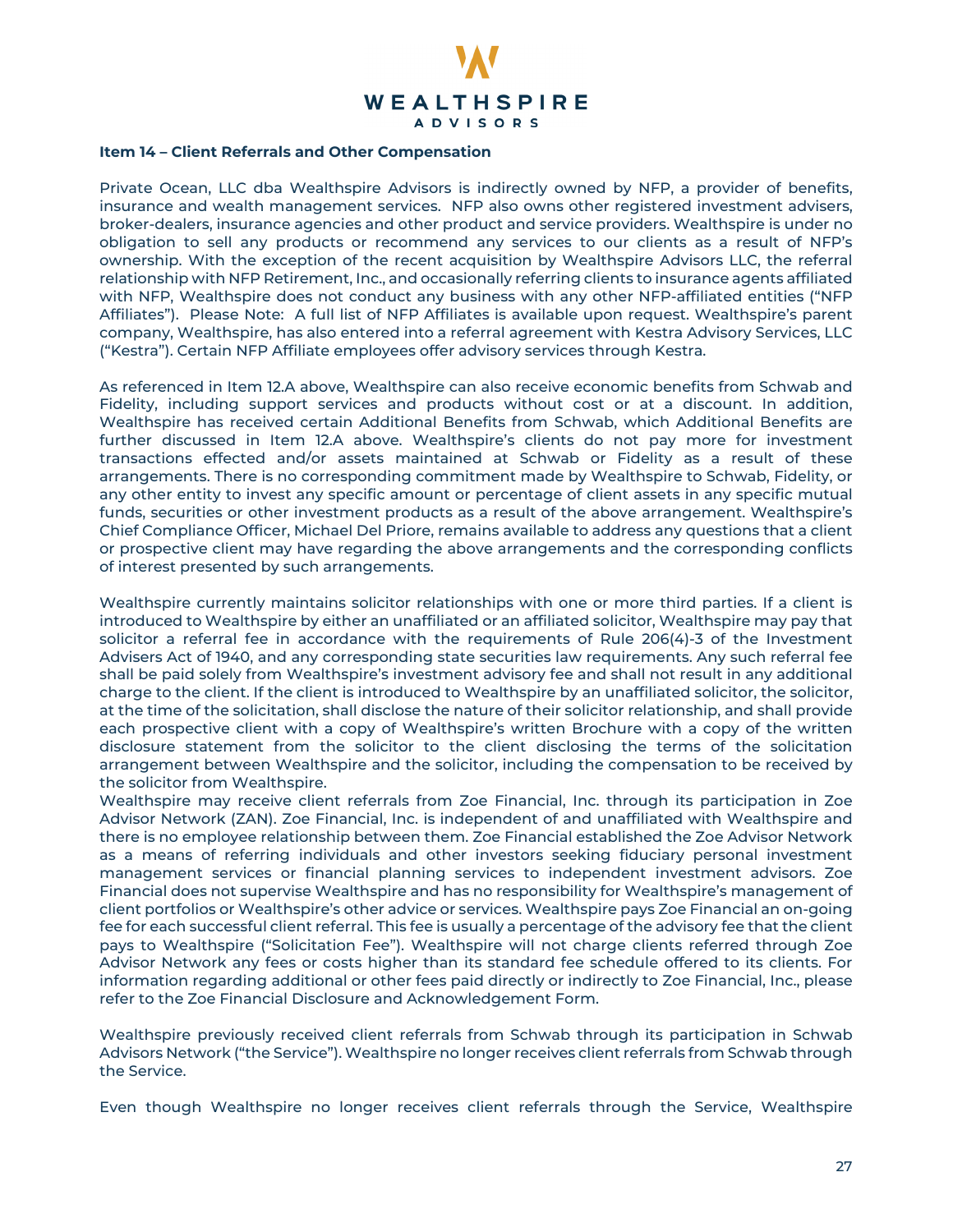### Item 14 – Client Referrals and Other Compensation

Private Ocean, LLC dba Wealthspire Advisors is indirectly owned by NFP, a provider of benefits, insurance and wealth management services. NFP also owns other registered investment advisers, broker-dealers, insurance agencies and other product and service providers. Wealthspire is under no obligation to sell any products or recommend any services to our clients as a result of NFP's ownership. With the exception of the recent acquisition by Wealthspire Advisors LLC, the referral relationship with NFP Retirement, Inc., and occasionally referring clients to insurance agents affiliated with NFP, Wealthspire does not conduct any business with any other NFP-affiliated entities ("NFP Affiliates"). Please Note: A full list of NFP Affiliates is available upon request. Wealthspire's parent company, Wealthspire, has also entered into a referral agreement with Kestra Advisory Services, LLC ("Kestra"). Certain NFP Affiliate employees offer advisory services through Kestra.

As referenced in Item 12.A above, Wealthspire can also receive economic benefits from Schwab and Fidelity, including support services and products without cost or at a discount. In addition, Wealthspire has received certain Additional Benefits from Schwab, which Additional Benefits are further discussed in Item 12.A above. Wealthspire's clients do not pay more for investment transactions effected and/or assets maintained at Schwab or Fidelity as a result of these arrangements. There is no corresponding commitment made by Wealthspire to Schwab, Fidelity, or any other entity to invest any specific amount or percentage of client assets in any specific mutual funds, securities or other investment products as a result of the above arrangement. Wealthspire's Chief Compliance Officer, Michael Del Priore, remains available to address any questions that a client or prospective client may have regarding the above arrangements and the corresponding conflicts of interest presented by such arrangements.

Wealthspire currently maintains solicitor relationships with one or more third parties. If a client is introduced to Wealthspire by either an unaffiliated or an affiliated solicitor, Wealthspire may pay that solicitor a referral fee in accordance with the requirements of Rule 206(4)-3 of the Investment Advisers Act of 1940, and any corresponding state securities law requirements. Any such referral fee shall be paid solely from Wealthspire's investment advisory fee and shall not result in any additional charge to the client. If the client is introduced to Wealthspire by an unaffiliated solicitor, the solicitor, at the time of the solicitation, shall disclose the nature of their solicitor relationship, and shall provide each prospective client with a copy of Wealthspire's written Brochure with a copy of the written disclosure statement from the solicitor to the client disclosing the terms of the solicitation arrangement between Wealthspire and the solicitor, including the compensation to be received by the solicitor from Wealthspire.

Wealthspire may receive client referrals from Zoe Financial, Inc. through its participation in Zoe Advisor Network (ZAN). Zoe Financial, Inc. is independent of and unaffiliated with Wealthspire and there is no employee relationship between them. Zoe Financial established the Zoe Advisor Network as a means of referring individuals and other investors seeking fiduciary personal investment management services or financial planning services to independent investment advisors. Zoe Financial does not supervise Wealthspire and has no responsibility for Wealthspire's management of client portfolios or Wealthspire's other advice or services. Wealthspire pays Zoe Financial an on-going fee for each successful client referral. This fee is usually a percentage of the advisory fee that the client pays to Wealthspire ("Solicitation Fee"). Wealthspire will not charge clients referred through Zoe Advisor Network any fees or costs higher than its standard fee schedule offered to its clients. For information regarding additional or other fees paid directly or indirectly to Zoe Financial, Inc., please refer to the Zoe Financial Disclosure and Acknowledgement Form.

Wealthspire previously received client referrals from Schwab through its participation in Schwab Advisors Network ("the Service"). Wealthspire no longer receives client referrals from Schwab through the Service.

Even though Wealthspire no longer receives client referrals through the Service, Wealthspire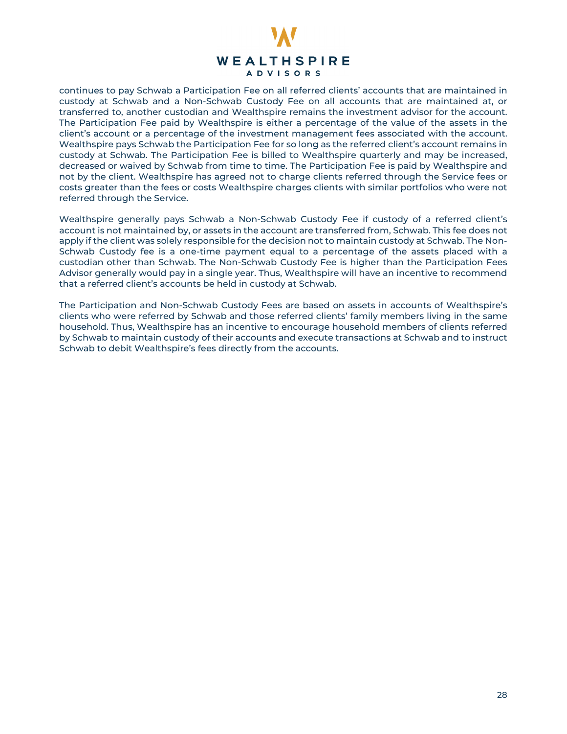continues to pay Schwab a Participation Fee on all referred clients' accounts that are maintained in custody at Schwab and a Non-Schwab Custody Fee on all accounts that are maintained at, or transferred to, another custodian and Wealthspire remains the investment advisor for the account. The Participation Fee paid by Wealthspire is either a percentage of the value of the assets in the client's account or a percentage of the investment management fees associated with the account. Wealthspire pays Schwab the Participation Fee for so long as the referred client's account remains in custody at Schwab. The Participation Fee is billed to Wealthspire quarterly and may be increased, decreased or waived by Schwab from time to time. The Participation Fee is paid by Wealthspire and not by the client. Wealthspire has agreed not to charge clients referred through the Service fees or costs greater than the fees or costs Wealthspire charges clients with similar portfolios who were not referred through the Service.

Wealthspire generally pays Schwab a Non-Schwab Custody Fee if custody of a referred client's account is not maintained by, or assets in the account are transferred from, Schwab. This fee does not apply if the client was solely responsible for the decision not to maintain custody at Schwab. The Non-Schwab Custody fee is a one-time payment equal to a percentage of the assets placed with a custodian other than Schwab. The Non-Schwab Custody Fee is higher than the Participation Fees Advisor generally would pay in a single year. Thus, Wealthspire will have an incentive to recommend that a referred client's accounts be held in custody at Schwab.

The Participation and Non-Schwab Custody Fees are based on assets in accounts of Wealthspire's clients who were referred by Schwab and those referred clients' family members living in the same household. Thus, Wealthspire has an incentive to encourage household members of clients referred by Schwab to maintain custody of their accounts and execute transactions at Schwab and to instruct Schwab to debit Wealthspire's fees directly from the accounts.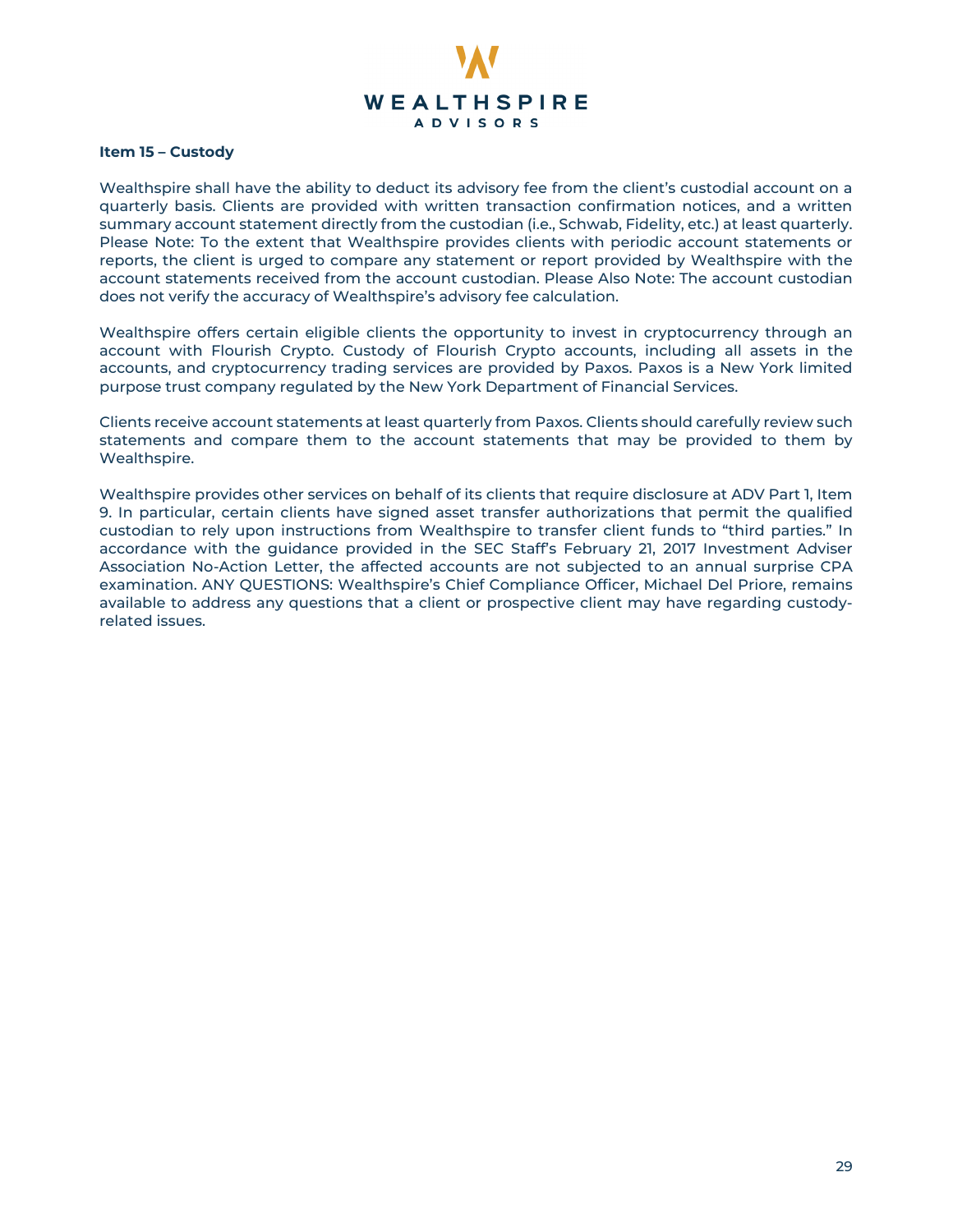**Item 15 – Custody**

Wealthspire shall have the ability to deduct its advisory fee from the client's custodial account on a quarterly basis. Clients are provided with written transaction confirmation notices, and a written summary account statement directly from the custodian (i.e., Schwab, Fidelity, etc.) at least quarterly. Please Note: To the extent that Wealthspire provides clients with periodic account statements or reports, the client is urged to compare any statement or report provided by Wealthspire with the account statements received from the account custodian. Please Also Note: The account custodian does not verify the accuracy of Wealthspire's advisory fee calculation.

Wealthspire offers certain eligible clients the opportunity to invest in cryptocurrency through an account with Flourish Crypto. Custody of Flourish Crypto accounts, including all assets in the accounts, and cryptocurrency trading services are provided by Paxos. Paxos is a New York limited purpose trust company regulated by the New York Department of Financial Services.

Clients receive account statements at least quarterly from Paxos. Clients should carefully review such statements and compare them to the account statements that may be provided to them by Wealthspire.

Wealthspire provides other services on behalf of its clients that require disclosure at ADV Part 1, Item 9. In particular, certain clients have signed asset transfer authorizations that permit the qualified custodian to rely upon instructions from Wealthspire to transfer client funds to "third parties." In accordance with the guidance provided in the SEC Staff's February 21, 2017 Investment Adviser Association No-Action Letter, the affected accounts are not subjected to an annual surprise CPA examination. ANY QUESTIONS: Wealthspire's Chief Compliance Officer, Michael Del Priore, remains available to address any questions that a client or prospective client may have regarding custody-related issues.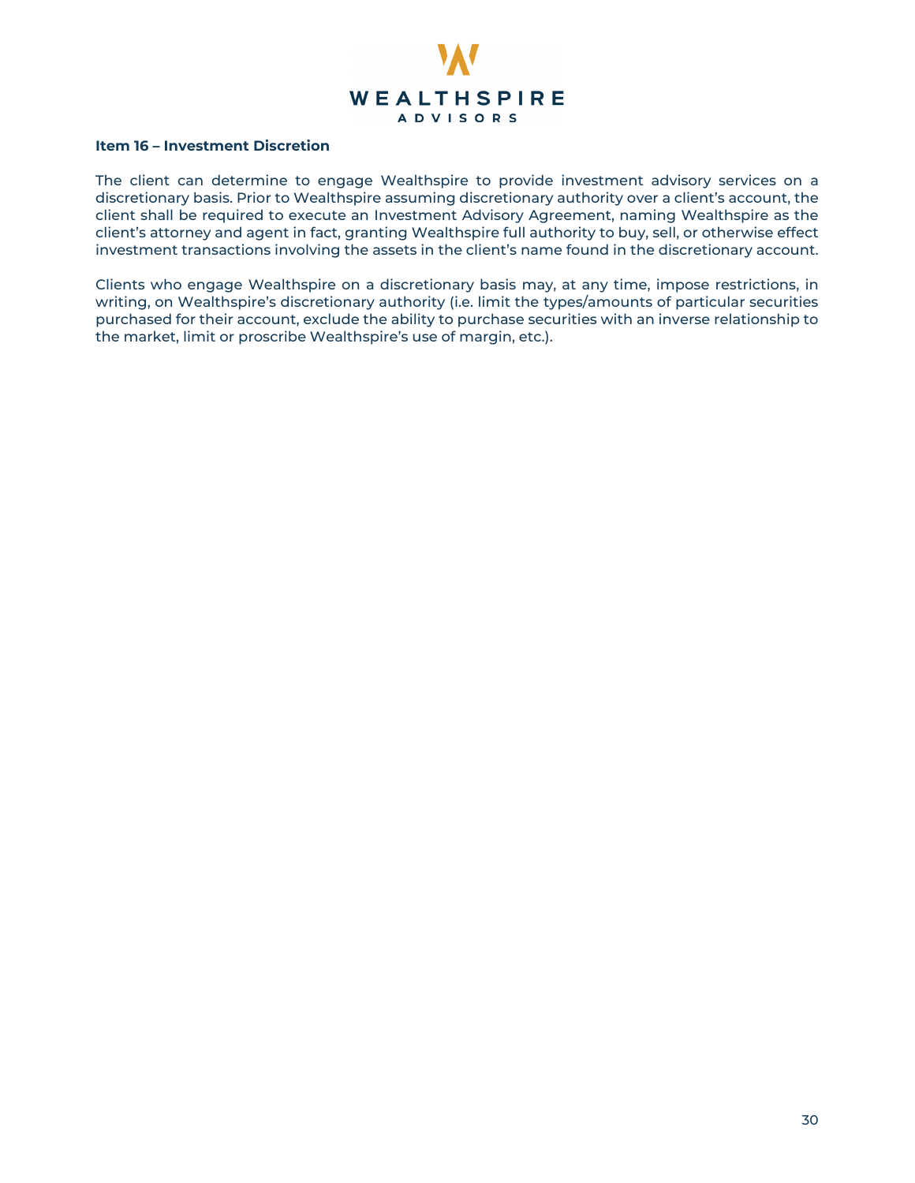## Item 16 – Investment Discretion

The client can determine to engage Wealthspire to provide investment advisory services on a discretionary basis. Prior to Wealthspire assuming discretionary authority over a client's account, the client shall be required to execute an Investment Advisory Agreement, naming Wealthspire as the client's attorney and agent in fact, granting Wealthspire full authority to buy, sell, or otherwise effect investment transactions involving the assets in the client's name found in the discretionary account.

Clients who engage Wealthspire on a discretionary basis may, at any time, impose restrictions, in writing, on Wealthspire's discretionary authority (i.e. limit the types/amounts of particular securities purchased for their account, exclude the ability to purchase securities with an inverse relationship to the market, limit or proscribe Wealthspire's use of margin, etc.).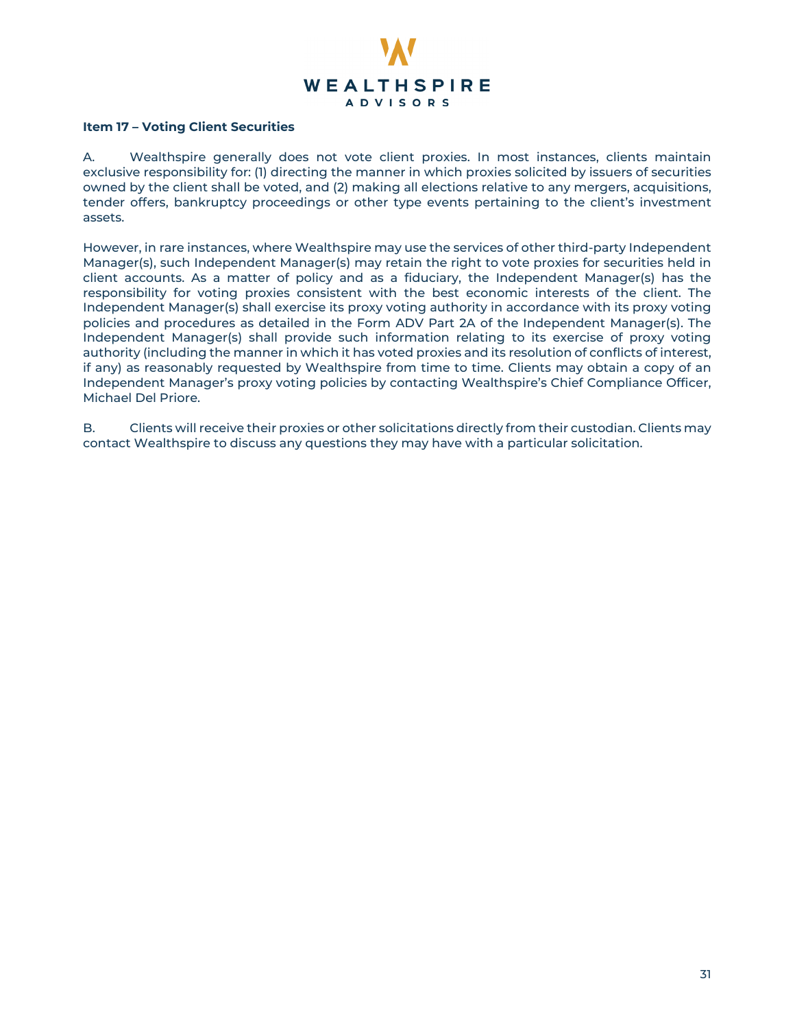**Item 17 – Voting Client Securities**

A. Wealthspire generally does not vote client proxies. In most instances, clients maintain exclusive responsibility for: (1) directing the manner in which proxies solicited by issuers of securities owned by the client shall be voted, and (2) making all elections relative to any mergers, acquisitions, tender offers, bankruptcy proceedings or other type events pertaining to the client's investment assets.

However, in rare instances, where Wealthspire may use the services of other third-party Independent Manager(s), such Independent Manager(s) may retain the right to vote proxies for securities held in client accounts. As a matter of policy and as a fiduciary, the Independent Manager(s) has the responsibility for voting proxies consistent with the best economic interests of the client. The Independent Manager(s) shall exercise its proxy voting authority in accordance with its proxy voting policies and procedures as detailed in the Form ADV Part 2A of the Independent Manager(s). The Independent Manager(s) shall provide such information relating to its exercise of proxy voting authority (including the manner in which it has voted proxies and its resolution of conflicts of interest, if any) as reasonably requested by Wealthspire from time to time. Clients may obtain a copy of an Independent Manager's proxy voting policies by contacting Wealthspire's Chief Compliance Officer, Michael Del Priore.

B. Clients will receive their proxies or other solicitations directly from their custodian. Clients may contact Wealthspire to discuss any questions they may have with a particular solicitation.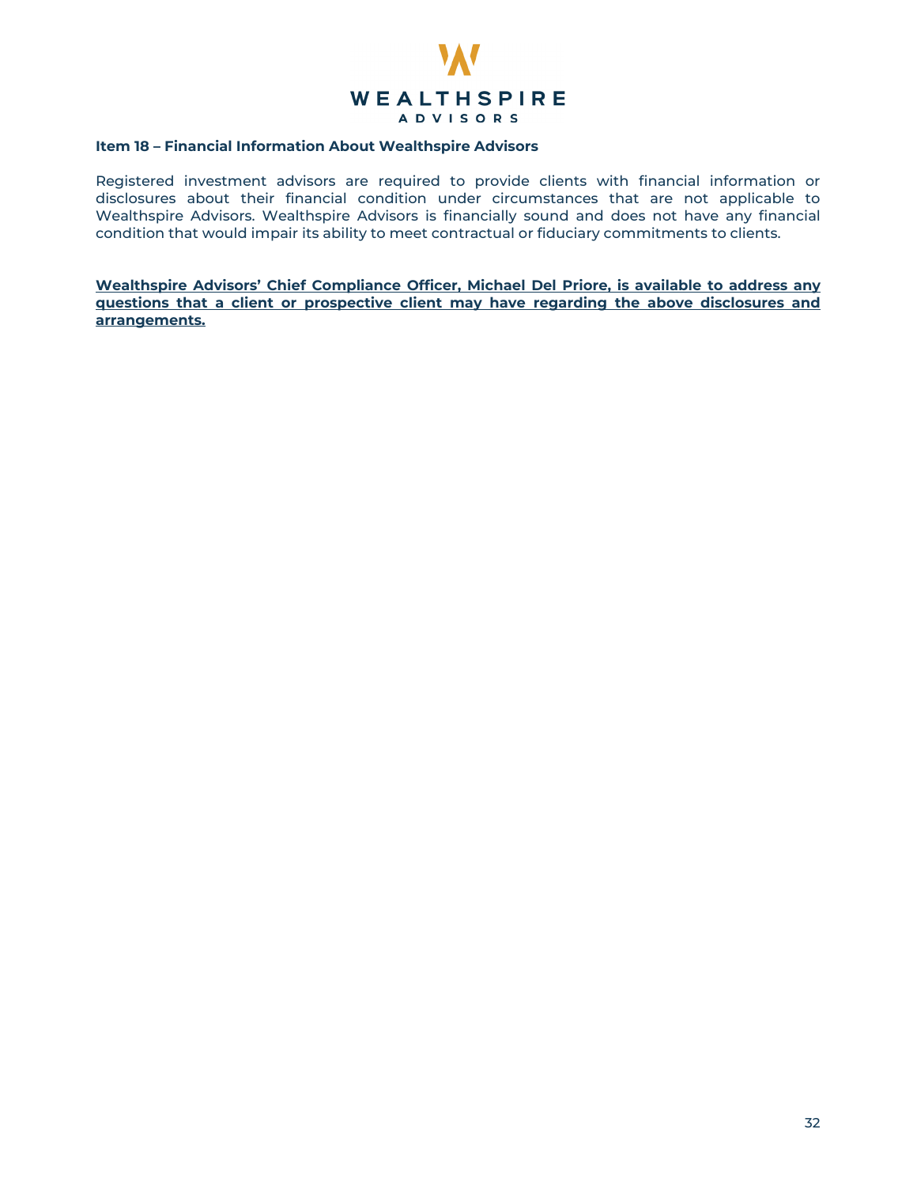### Item 18 – Financial Information About Wealthspire Advisors

Registered investment advisors are required to provide clients with financial information or disclosures about their financial condition under circumstances that are not applicable to Wealthspire Advisors. Wealthspire Advisors is financially sound and does not have any financial condition that would impair its ability to meet contractual or fiduciary commitments to clients.

**Wealthspire Advisors' Chief Compliance Officer, Michael Del Priore, is available to address any questions that a client or prospective client may have regarding the above disclosures and arrangements.**